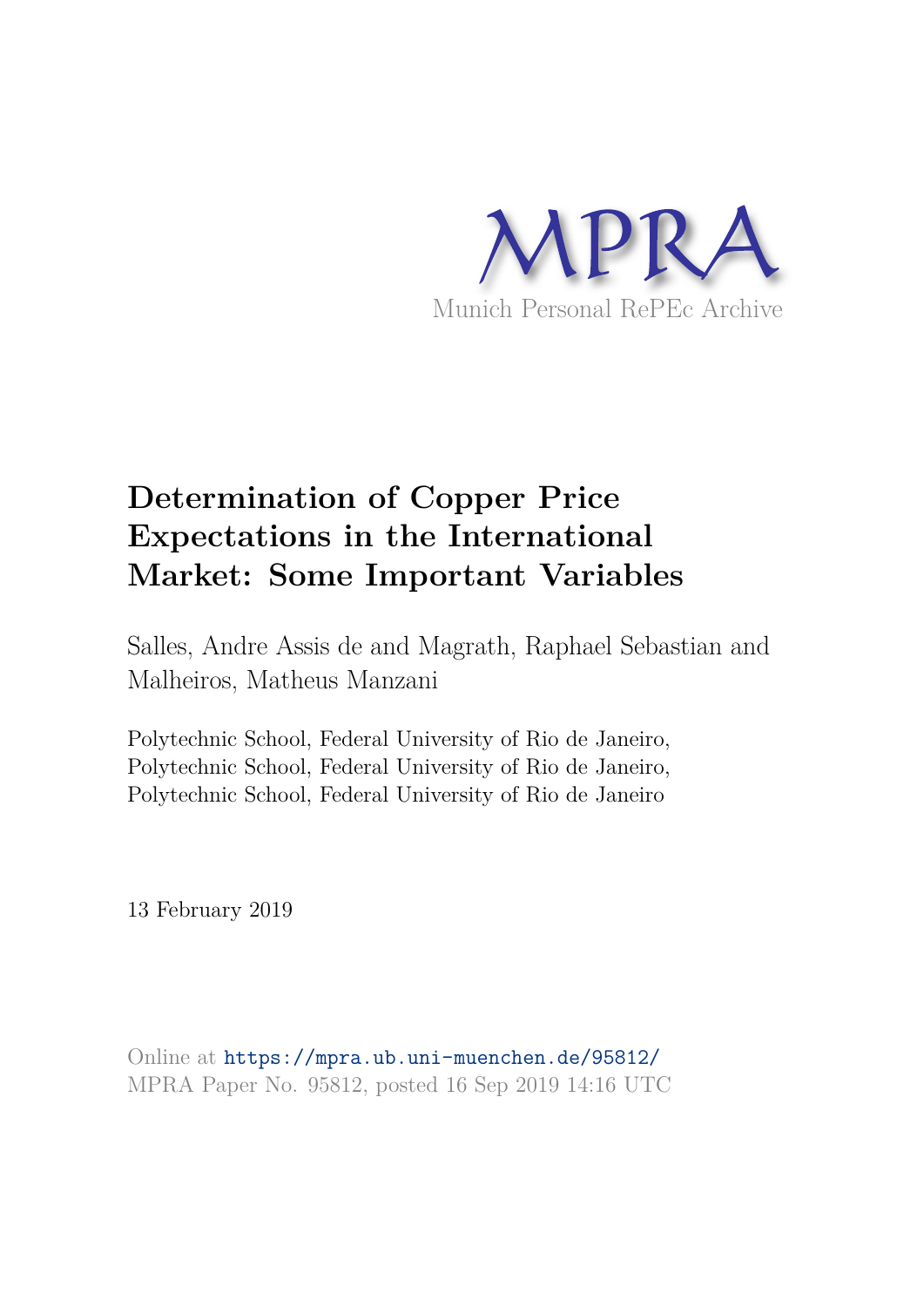MPRA

Munich Personal RePEc Archive

# Determination of Copper Price Expectations in the International Market: Some Important Variables

Salles, Andre Assis de and Magrath, Raphael Sebastian and Malheiros, Matheus Manzani

Polytechnic School, Federal University of Rio de Janeiro, Polytechnic School, Federal University of Rio de Janeiro, Polytechnic School, Federal University of Rio de Janeiro

13 February 2019

Online at https://mpra.ub.uni-muenchen.de/95812/
MPRA Paper No. 95812, posted 16 Sep 2019 14:16 UTC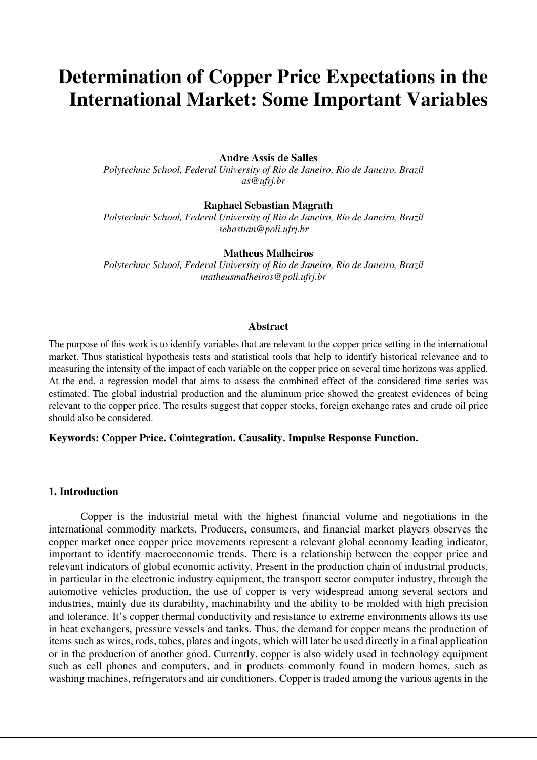# Determination of Copper Price Expectations in the International Market: Some Important Variables

**Andre Assis de Salles**
*Polytechnic School, Federal University of Rio de Janeiro, Rio de Janeiro, Brazil*
*as@ufrj.br*

**Raphael Sebastian Magrath**
*Polytechnic School, Federal University of Rio de Janeiro, Rio de Janeiro, Brazil*
*sebastian@poli.ufrj.br*

**Matheus Malheiros**
*Polytechnic School, Federal University of Rio de Janeiro, Rio de Janeiro, Brazil*
*matheusmalheiros@poli.ufrj.br*

## Abstract

The purpose of this work is to identify variables that are relevant to the copper price setting in the international market. Thus statistical hypothesis tests and statistical tools that help to identify historical relevance and to measuring the intensity of the impact of each variable on the copper price on several time horizons was applied. At the end, a regression model that aims to assess the combined effect of the considered time series was estimated. The global industrial production and the aluminum price showed the greatest evidences of being relevant to the copper price. The results suggest that copper stocks, foreign exchange rates and crude oil price should also be considered.

**Keywords: Copper Price. Cointegration. Causality. Impulse Response Function.**

## 1. Introduction

Copper is the industrial metal with the highest financial volume and negotiations in the international commodity markets. Producers, consumers, and financial market players observes the copper market once copper price movements represent a relevant global economy leading indicator, important to identify macroeconomic trends. There is a relationship between the copper price and relevant indicators of global economic activity. Present in the production chain of industrial products, in particular in the electronic industry equipment, the transport sector computer industry, through the automotive vehicles production, the use of copper is very widespread among several sectors and industries, mainly due its durability, machinability and the ability to be molded with high precision and tolerance. It's copper thermal conductivity and resistance to extreme environments allows its use in heat exchangers, pressure vessels and tanks. Thus, the demand for copper means the production of items such as wires, rods, tubes, plates and ingots, which will later be used directly in a final application or in the production of another good. Currently, copper is also widely used in technology equipment such as cell phones and computers, and in products commonly found in modern homes, such as washing machines, refrigerators and air conditioners. Copper is traded among the various agents in the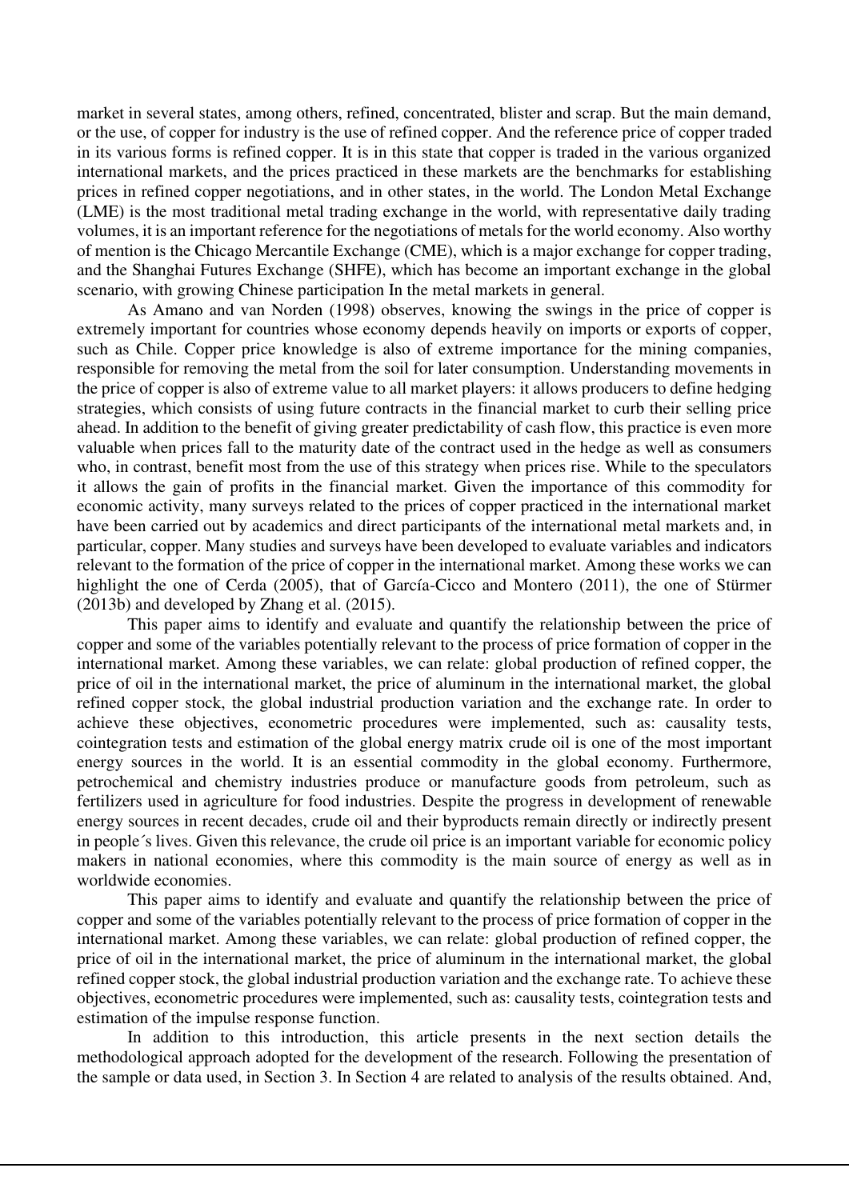market in several states, among others, refined, concentrated, blister and scrap. But the main demand, or the use, of copper for industry is the use of refined copper. And the reference price of copper traded in its various forms is refined copper. It is in this state that copper is traded in the various organized international markets, and the prices practiced in these markets are the benchmarks for establishing prices in refined copper negotiations, and in other states, in the world. The London Metal Exchange (LME) is the most traditional metal trading exchange in the world, with representative daily trading volumes, it is an important reference for the negotiations of metals for the world economy. Also worthy of mention is the Chicago Mercantile Exchange (CME), which is a major exchange for copper trading, and the Shanghai Futures Exchange (SHFE), which has become an important exchange in the global scenario, with growing Chinese participation In the metal markets in general.

As Amano and van Norden (1998) observes, knowing the swings in the price of copper is extremely important for countries whose economy depends heavily on imports or exports of copper, such as Chile. Copper price knowledge is also of extreme importance for the mining companies, responsible for removing the metal from the soil for later consumption. Understanding movements in the price of copper is also of extreme value to all market players: it allows producers to define hedging strategies, which consists of using future contracts in the financial market to curb their selling price ahead. In addition to the benefit of giving greater predictability of cash flow, this practice is even more valuable when prices fall to the maturity date of the contract used in the hedge as well as consumers who, in contrast, benefit most from the use of this strategy when prices rise. While to the speculators it allows the gain of profits in the financial market. Given the importance of this commodity for economic activity, many surveys related to the prices of copper practiced in the international market have been carried out by academics and direct participants of the international metal markets and, in particular, copper. Many studies and surveys have been developed to evaluate variables and indicators relevant to the formation of the price of copper in the international market. Among these works we can highlight the one of Cerda (2005), that of García-Cicco and Montero (2011), the one of Stürmer (2013b) and developed by Zhang et al. (2015).

This paper aims to identify and evaluate and quantify the relationship between the price of copper and some of the variables potentially relevant to the process of price formation of copper in the international market. Among these variables, we can relate: global production of refined copper, the price of oil in the international market, the price of aluminum in the international market, the global refined copper stock, the global industrial production variation and the exchange rate. In order to achieve these objectives, econometric procedures were implemented, such as: causality tests, cointegration tests and estimation of the global energy matrix crude oil is one of the most important energy sources in the world. It is an essential commodity in the global economy. Furthermore, petrochemical and chemistry industries produce or manufacture goods from petroleum, such as fertilizers used in agriculture for food industries. Despite the progress in development of renewable energy sources in recent decades, crude oil and their byproducts remain directly or indirectly present in people´s lives. Given this relevance, the crude oil price is an important variable for economic policy makers in national economies, where this commodity is the main source of energy as well as in worldwide economies.

This paper aims to identify and evaluate and quantify the relationship between the price of copper and some of the variables potentially relevant to the process of price formation of copper in the international market. Among these variables, we can relate: global production of refined copper, the price of oil in the international market, the price of aluminum in the international market, the global refined copper stock, the global industrial production variation and the exchange rate. To achieve these objectives, econometric procedures were implemented, such as: causality tests, cointegration tests and estimation of the impulse response function.

In addition to this introduction, this article presents in the next section details the methodological approach adopted for the development of the research. Following the presentation of the sample or data used, in Section 3. In Section 4 are related to analysis of the results obtained. And,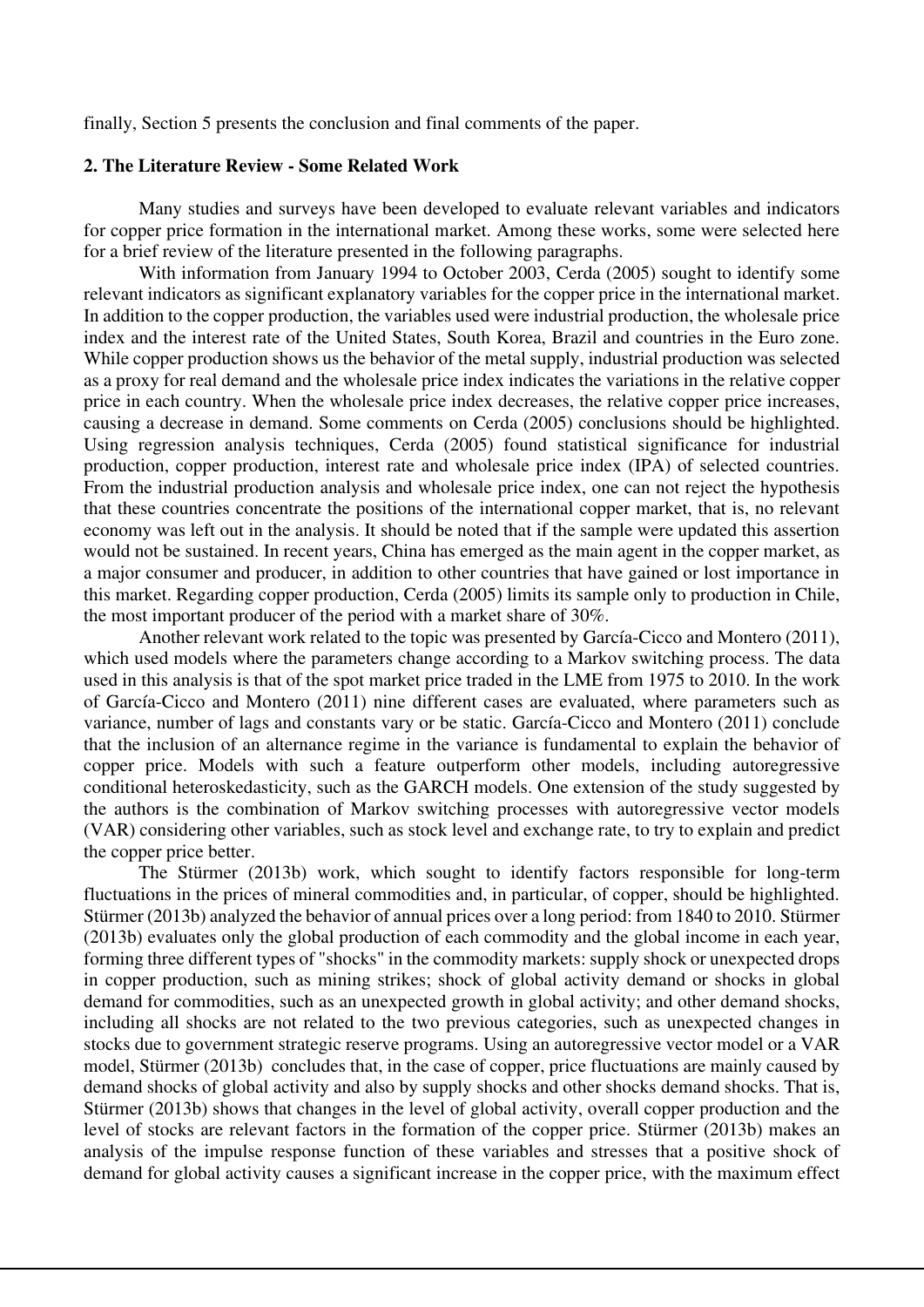finally, Section 5 presents the conclusion and final comments of the paper.

## 2. The Literature Review - Some Related Work

Many studies and surveys have been developed to evaluate relevant variables and indicators for copper price formation in the international market. Among these works, some were selected here for a brief review of the literature presented in the following paragraphs.

With information from January 1994 to October 2003, Cerda (2005) sought to identify some relevant indicators as significant explanatory variables for the copper price in the international market. In addition to the copper production, the variables used were industrial production, the wholesale price index and the interest rate of the United States, South Korea, Brazil and countries in the Euro zone. While copper production shows us the behavior of the metal supply, industrial production was selected as a proxy for real demand and the wholesale price index indicates the variations in the relative copper price in each country. When the wholesale price index decreases, the relative copper price increases, causing a decrease in demand. Some comments on Cerda (2005) conclusions should be highlighted. Using regression analysis techniques, Cerda (2005) found statistical significance for industrial production, copper production, interest rate and wholesale price index (IPA) of selected countries. From the industrial production analysis and wholesale price index, one can not reject the hypothesis that these countries concentrate the positions of the international copper market, that is, no relevant economy was left out in the analysis. It should be noted that if the sample were updated this assertion would not be sustained. In recent years, China has emerged as the main agent in the copper market, as a major consumer and producer, in addition to other countries that have gained or lost importance in this market. Regarding copper production, Cerda (2005) limits its sample only to production in Chile, the most important producer of the period with a market share of 30%.

Another relevant work related to the topic was presented by García-Cicco and Montero (2011), which used models where the parameters change according to a Markov switching process. The data used in this analysis is that of the spot market price traded in the LME from 1975 to 2010. In the work of García-Cicco and Montero (2011) nine different cases are evaluated, where parameters such as variance, number of lags and constants vary or be static. García-Cicco and Montero (2011) conclude that the inclusion of an alternance regime in the variance is fundamental to explain the behavior of copper price. Models with such a feature outperform other models, including autoregressive conditional heteroskedasticity, such as the GARCH models. One extension of the study suggested by the authors is the combination of Markov switching processes with autoregressive vector models (VAR) considering other variables, such as stock level and exchange rate, to try to explain and predict the copper price better.

The Stürmer (2013b) work, which sought to identify factors responsible for long-term fluctuations in the prices of mineral commodities and, in particular, of copper, should be highlighted. Stürmer (2013b) analyzed the behavior of annual prices over a long period: from 1840 to 2010. Stürmer (2013b) evaluates only the global production of each commodity and the global income in each year, forming three different types of "shocks" in the commodity markets: supply shock or unexpected drops in copper production, such as mining strikes; shock of global activity demand or shocks in global demand for commodities, such as an unexpected growth in global activity; and other demand shocks, including all shocks are not related to the two previous categories, such as unexpected changes in stocks due to government strategic reserve programs. Using an autoregressive vector model or a VAR model, Stürmer (2013b) concludes that, in the case of copper, price fluctuations are mainly caused by demand shocks of global activity and also by supply shocks and other shocks demand shocks. That is, Stürmer (2013b) shows that changes in the level of global activity, overall copper production and the level of stocks are relevant factors in the formation of the copper price. Stürmer (2013b) makes an analysis of the impulse response function of these variables and stresses that a positive shock of demand for global activity causes a significant increase in the copper price, with the maximum effect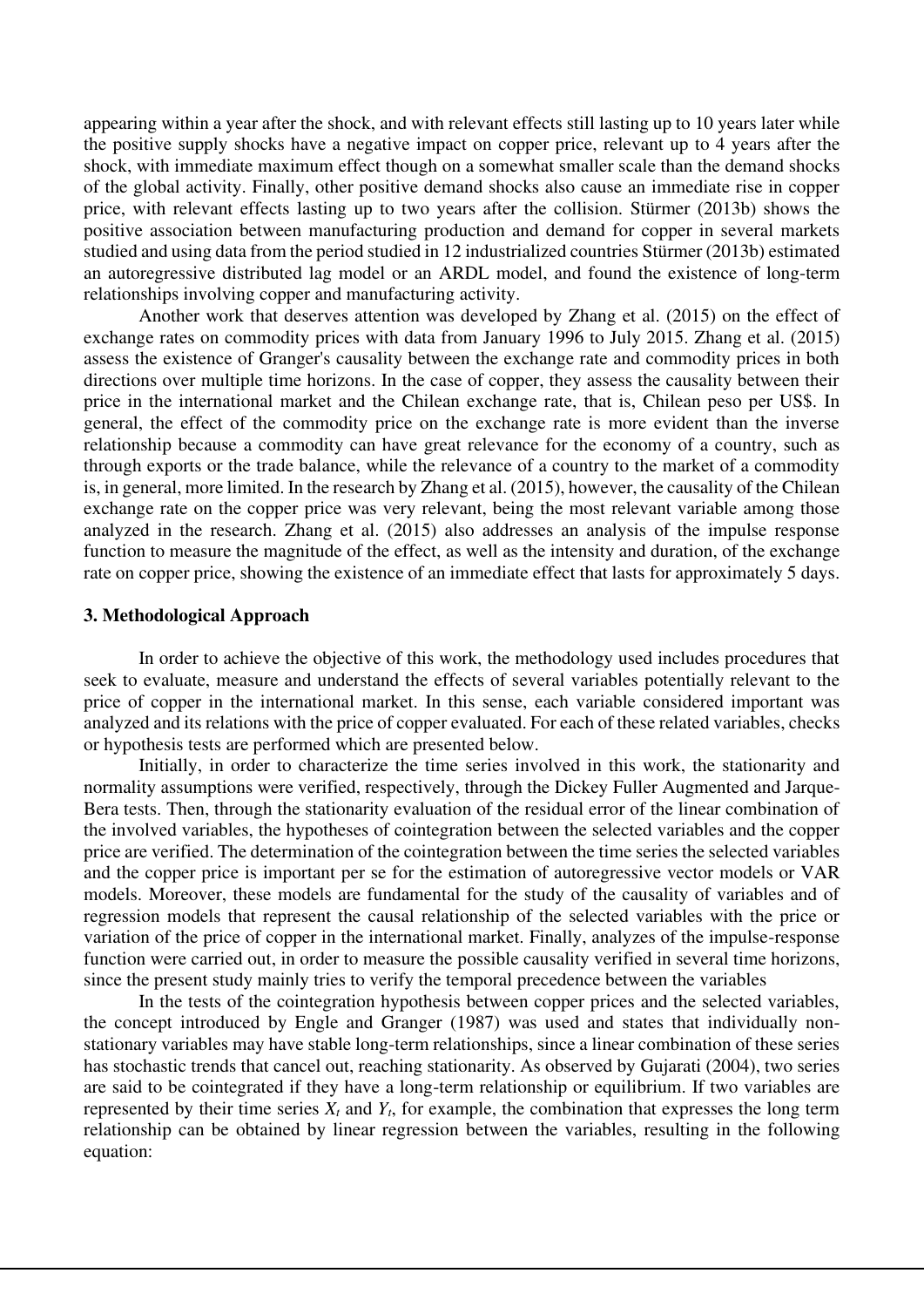appearing within a year after the shock, and with relevant effects still lasting up to 10 years later while the positive supply shocks have a negative impact on copper price, relevant up to 4 years after the shock, with immediate maximum effect though on a somewhat smaller scale than the demand shocks of the global activity. Finally, other positive demand shocks also cause an immediate rise in copper price, with relevant effects lasting up to two years after the collision. Stürmer (2013b) shows the positive association between manufacturing production and demand for copper in several markets studied and using data from the period studied in 12 industrialized countries Stürmer (2013b) estimated an autoregressive distributed lag model or an ARDL model, and found the existence of long-term relationships involving copper and manufacturing activity.

Another work that deserves attention was developed by Zhang et al. (2015) on the effect of exchange rates on commodity prices with data from January 1996 to July 2015. Zhang et al. (2015) assess the existence of Granger's causality between the exchange rate and commodity prices in both directions over multiple time horizons. In the case of copper, they assess the causality between their price in the international market and the Chilean exchange rate, that is, Chilean peso per US$. In general, the effect of the commodity price on the exchange rate is more evident than the inverse relationship because a commodity can have great relevance for the economy of a country, such as through exports or the trade balance, while the relevance of a country to the market of a commodity is, in general, more limited. In the research by Zhang et al. (2015), however, the causality of the Chilean exchange rate on the copper price was very relevant, being the most relevant variable among those analyzed in the research. Zhang et al. (2015) also addresses an analysis of the impulse response function to measure the magnitude of the effect, as well as the intensity and duration, of the exchange rate on copper price, showing the existence of an immediate effect that lasts for approximately 5 days.

## 3. Methodological Approach

In order to achieve the objective of this work, the methodology used includes procedures that seek to evaluate, measure and understand the effects of several variables potentially relevant to the price of copper in the international market. In this sense, each variable considered important was analyzed and its relations with the price of copper evaluated. For each of these related variables, checks or hypothesis tests are performed which are presented below.

Initially, in order to characterize the time series involved in this work, the stationarity and normality assumptions were verified, respectively, through the Dickey Fuller Augmented and Jarque-Bera tests. Then, through the stationarity evaluation of the residual error of the linear combination of the involved variables, the hypotheses of cointegration between the selected variables and the copper price are verified. The determination of the cointegration between the time series the selected variables and the copper price is important per se for the estimation of autoregressive vector models or VAR models. Moreover, these models are fundamental for the study of the causality of variables and of regression models that represent the causal relationship of the selected variables with the price or variation of the price of copper in the international market. Finally, analyzes of the impulse-response function were carried out, in order to measure the possible causality verified in several time horizons, since the present study mainly tries to verify the temporal precedence between the variables

In the tests of the cointegration hypothesis between copper prices and the selected variables, the concept introduced by Engle and Granger (1987) was used and states that individually non-stationary variables may have stable long-term relationships, since a linear combination of these series has stochastic trends that cancel out, reaching stationarity. As observed by Gujarati (2004), two series are said to be cointegrated if they have a long-term relationship or equilibrium. If two variables are represented by their time series $X_t$ and $Y_t$, for example, the combination that expresses the long term relationship can be obtained by linear regression between the variables, resulting in the following equation: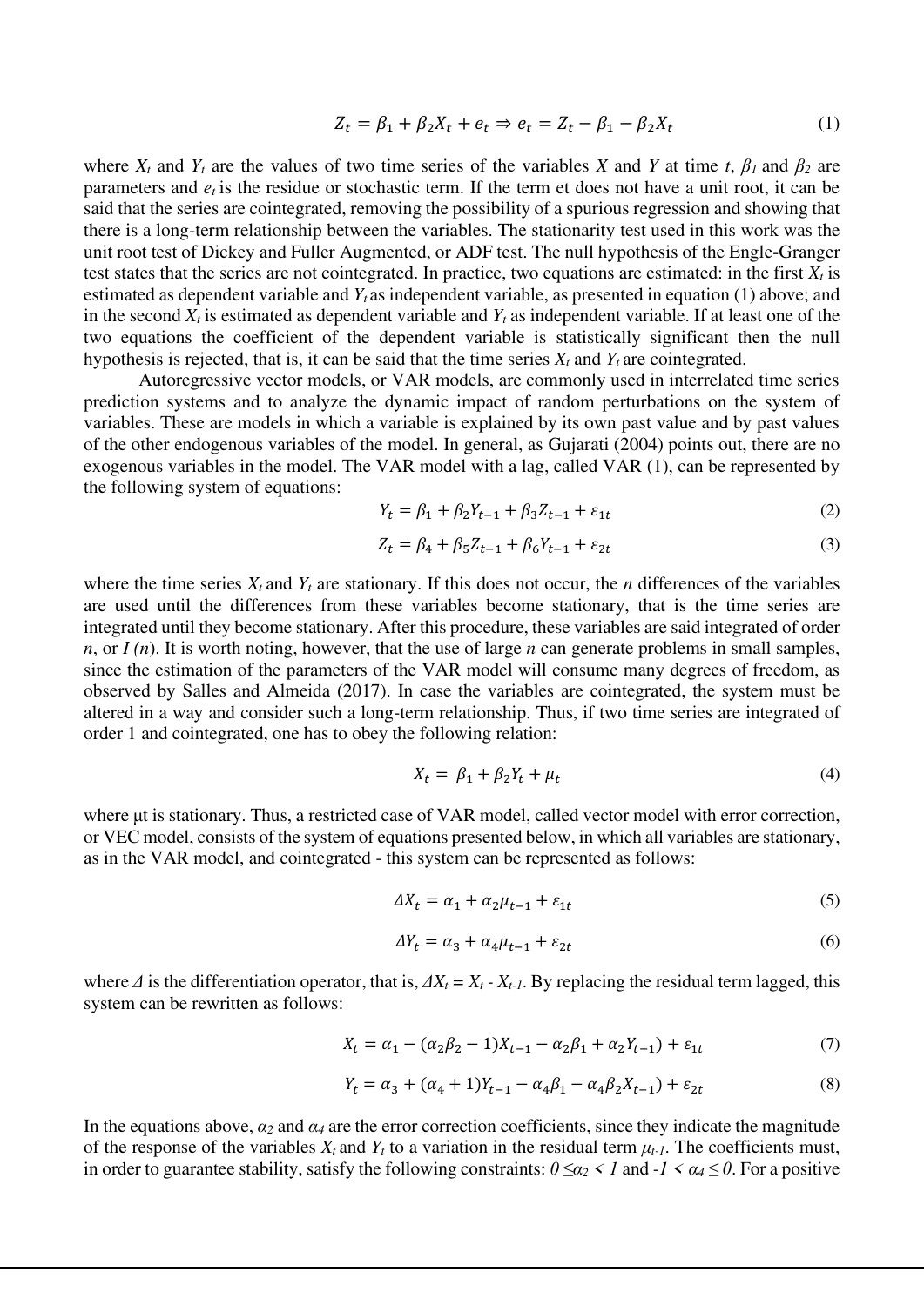$$Z_t = \beta_1 + \beta_2 X_t + e_t \Rightarrow e_t = Z_t - \beta_1 - \beta_2 X_t \tag{1}$$

where $X_t$ and $Y_t$ are the values of two time series of the variables *X* and *Y* at time *t*, $\beta_1$ and $\beta_2$ are parameters and $e_t$ is the residue or stochastic term. If the term et does not have a unit root, it can be said that the series are cointegrated, removing the possibility of a spurious regression and showing that there is a long-term relationship between the variables. The stationarity test used in this work was the unit root test of Dickey and Fuller Augmented, or ADF test. The null hypothesis of the Engle-Granger test states that the series are not cointegrated. In practice, two equations are estimated: in the first $X_t$ is estimated as dependent variable and $Y_t$ as independent variable, as presented in equation (1) above; and in the second $X_t$ is estimated as dependent variable and $Y_t$ as independent variable. If at least one of the two equations the coefficient of the dependent variable is statistically significant then the null hypothesis is rejected, that is, it can be said that the time series $X_t$ and $Y_t$ are cointegrated.

Autoregressive vector models, or VAR models, are commonly used in interrelated time series prediction systems and to analyze the dynamic impact of random perturbations on the system of variables. These are models in which a variable is explained by its own past value and by past values of the other endogenous variables of the model. In general, as Gujarati (2004) points out, there are no exogenous variables in the model. The VAR model with a lag, called VAR (1), can be represented by the following system of equations:

$$Y_t = \beta_1 + \beta_2 Y_{t-1} + \beta_3 Z_{t-1} + \varepsilon_{1t} \tag{2}$$

$$Z_t = \beta_4 + \beta_5 Z_{t-1} + \beta_6 Y_{t-1} + \varepsilon_{2t} \tag{3}$$

where the time series $X_t$ and $Y_t$ are stationary. If this does not occur, the *n* differences of the variables are used until the differences from these variables become stationary, that is the time series are integrated until they become stationary. After this procedure, these variables are said integrated of order *n*, or *I (n)*. It is worth noting, however, that the use of large *n* can generate problems in small samples, since the estimation of the parameters of the VAR model will consume many degrees of freedom, as observed by Salles and Almeida (2017). In case the variables are cointegrated, the system must be altered in a way and consider such a long-term relationship. Thus, if two time series are integrated of order 1 and cointegrated, one has to obey the following relation:

$$X_t = \beta_1 + \beta_2 Y_t + \mu_t \tag{4}$$

where μt is stationary. Thus, a restricted case of VAR model, called vector model with error correction, or VEC model, consists of the system of equations presented below, in which all variables are stationary, as in the VAR model, and cointegrated - this system can be represented as follows:

$$\Delta X_t = \alpha_1 + \alpha_2 \mu_{t-1} + \varepsilon_{1t} \tag{5}$$

$$\Delta Y_t = \alpha_3 + \alpha_4 \mu_{t-1} + \varepsilon_{2t} \tag{6}$$

where $\Delta$ is the differentiation operator, that is, $\Delta X_t = X_t - X_{t-1}$. By replacing the residual term lagged, this system can be rewritten as follows:

$$X_t = \alpha_1 - (\alpha_2 \beta_2 - 1) X_{t-1} - \alpha_2 \beta_1 + \alpha_2 Y_{t-1}) + \varepsilon_{1t} \tag{7}$$

$$Y_t = \alpha_3 + (\alpha_4 + 1) Y_{t-1} - \alpha_4 \beta_1 - \alpha_4 \beta_2 X_{t-1}) + \varepsilon_{2t} \tag{8}$$

In the equations above, $\alpha_2$ and $\alpha_4$ are the error correction coefficients, since they indicate the magnitude of the response of the variables $X_t$ and $Y_t$ to a variation in the residual term $\mu_{t-1}$. The coefficients must, in order to guarantee stability, satisfy the following constraints: $0 \leq \alpha_2 < 1$ and $-1 < \alpha_4 \leq 0$. For a positive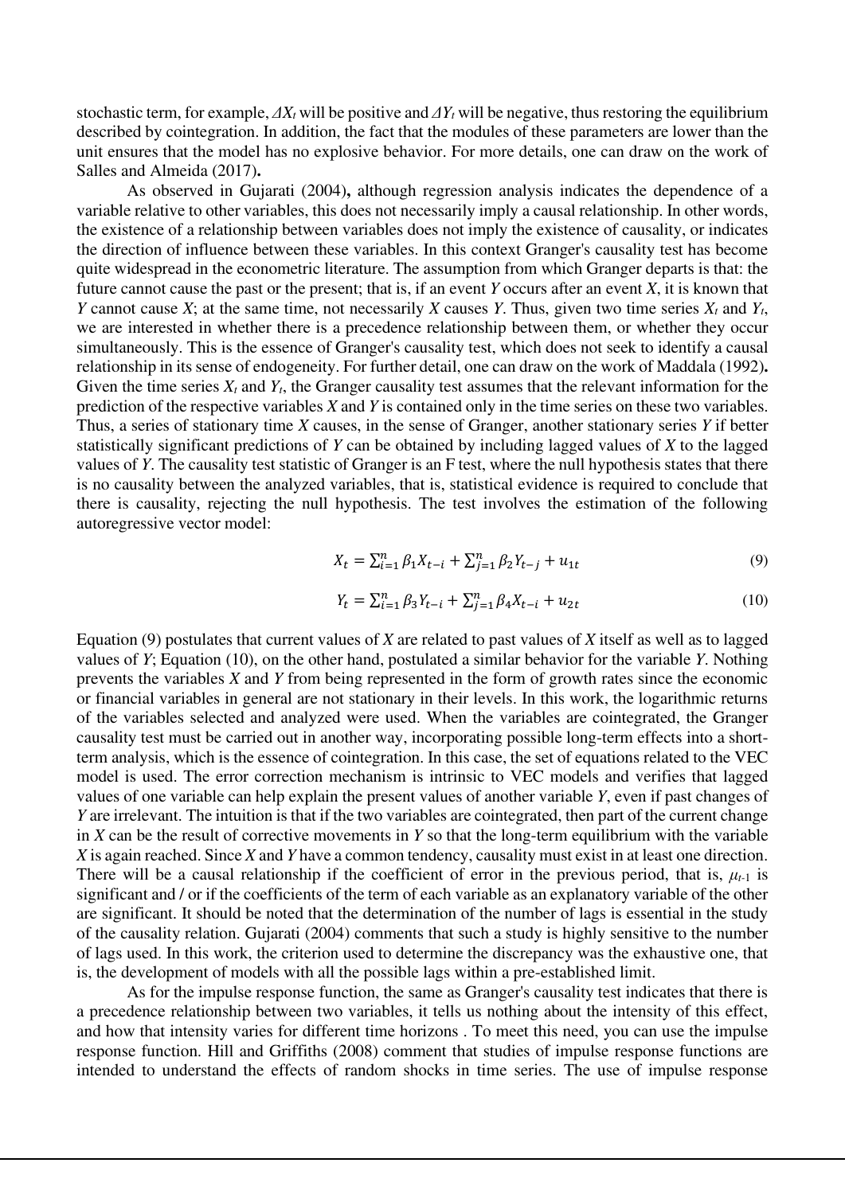stochastic term, for example, $\Delta X_t$ will be positive and $\Delta Y_t$ will be negative, thus restoring the equilibrium described by cointegration. In addition, the fact that the modules of these parameters are lower than the unit ensures that the model has no explosive behavior. For more details, one can draw on the work of Salles and Almeida (2017)**.**

As observed in Gujarati (2004)**,** although regression analysis indicates the dependence of a variable relative to other variables, this does not necessarily imply a causal relationship. In other words, the existence of a relationship between variables does not imply the existence of causality, or indicates the direction of influence between these variables. In this context Granger's causality test has become quite widespread in the econometric literature. The assumption from which Granger departs is that: the future cannot cause the past or the present; that is, if an event *Y* occurs after an event *X*, it is known that *Y* cannot cause *X*; at the same time, not necessarily *X* causes *Y*. Thus, given two time series $X_t$ and $Y_t$, we are interested in whether there is a precedence relationship between them, or whether they occur simultaneously. This is the essence of Granger's causality test, which does not seek to identify a causal relationship in its sense of endogeneity. For further detail, one can draw on the work of Maddala (1992)**.** Given the time series $X_t$ and $Y_t$, the Granger causality test assumes that the relevant information for the prediction of the respective variables *X* and *Y* is contained only in the time series on these two variables. Thus, a series of stationary time *X* causes, in the sense of Granger, another stationary series *Y* if better statistically significant predictions of *Y* can be obtained by including lagged values of *X* to the lagged values of *Y*. The causality test statistic of Granger is an F test, where the null hypothesis states that there is no causality between the analyzed variables, that is, statistical evidence is required to conclude that there is causality, rejecting the null hypothesis. The test involves the estimation of the following autoregressive vector model:

$$X_t = \sum_{i=1}^{n} \beta_1 X_{t-i} + \sum_{j=1}^{n} \beta_2 Y_{t-j} + u_{1t} \tag{9}$$

$$Y_t = \sum_{i=1}^{n} \beta_3 Y_{t-i} + \sum_{j=1}^{n} \beta_4 X_{t-i} + u_{2t} \tag{10}$$

Equation (9) postulates that current values of *X* are related to past values of *X* itself as well as to lagged values of *Y*; Equation (10), on the other hand, postulated a similar behavior for the variable *Y*. Nothing prevents the variables *X* and *Y* from being represented in the form of growth rates since the economic or financial variables in general are not stationary in their levels. In this work, the logarithmic returns of the variables selected and analyzed were used. When the variables are cointegrated, the Granger causality test must be carried out in another way, incorporating possible long-term effects into a short-term analysis, which is the essence of cointegration. In this case, the set of equations related to the VEC model is used. The error correction mechanism is intrinsic to VEC models and verifies that lagged values of one variable can help explain the present values of another variable *Y*, even if past changes of *Y* are irrelevant. The intuition is that if the two variables are cointegrated, then part of the current change in *X* can be the result of corrective movements in *Y* so that the long-term equilibrium with the variable *X* is again reached. Since *X* and *Y* have a common tendency, causality must exist in at least one direction. There will be a causal relationship if the coefficient of error in the previous period, that is, $\mu_{t-1}$ is significant and / or if the coefficients of the term of each variable as an explanatory variable of the other are significant. It should be noted that the determination of the number of lags is essential in the study of the causality relation. Gujarati (2004) comments that such a study is highly sensitive to the number of lags used. In this work, the criterion used to determine the discrepancy was the exhaustive one, that is, the development of models with all the possible lags within a pre-established limit.

As for the impulse response function, the same as Granger's causality test indicates that there is a precedence relationship between two variables, it tells us nothing about the intensity of this effect, and how that intensity varies for different time horizons . To meet this need, you can use the impulse response function. Hill and Griffiths (2008) comment that studies of impulse response functions are intended to understand the effects of random shocks in time series. The use of impulse response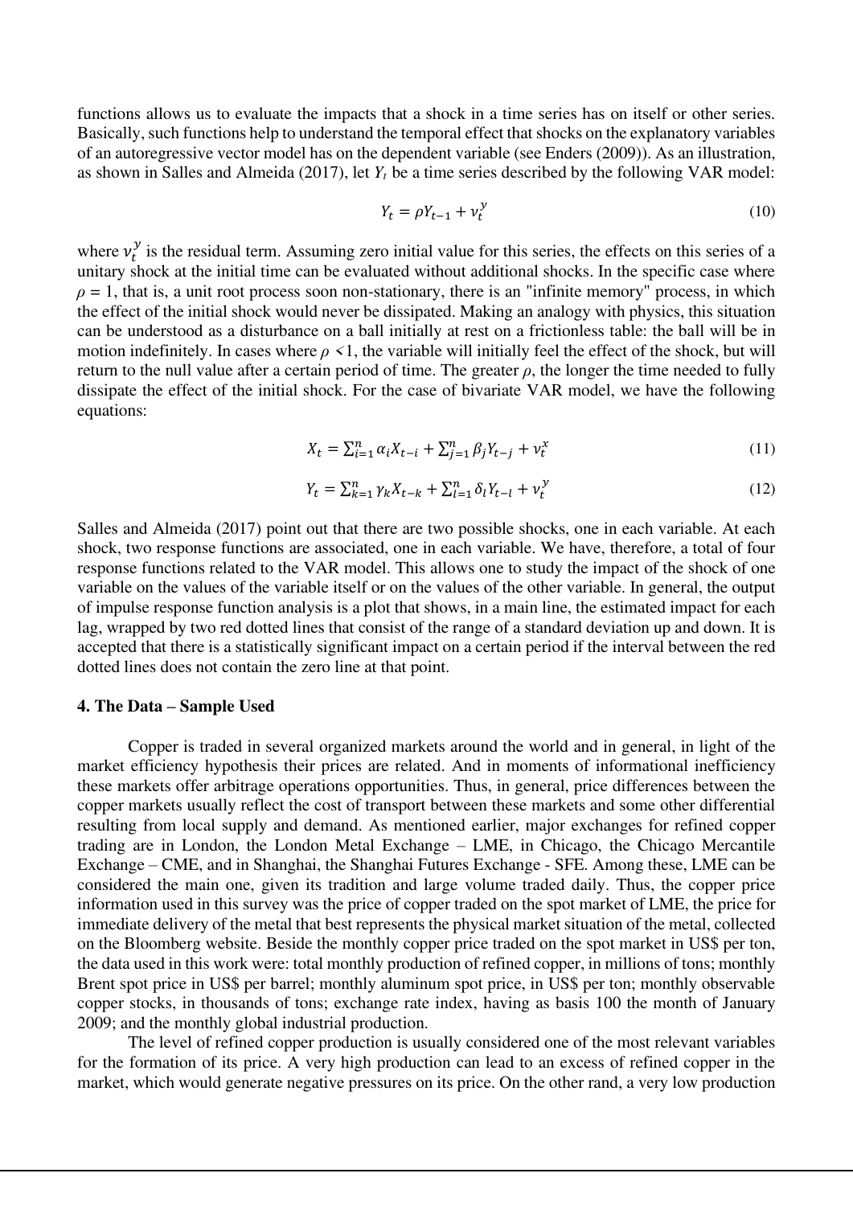functions allows us to evaluate the impacts that a shock in a time series has on itself or other series. Basically, such functions help to understand the temporal effect that shocks on the explanatory variables of an autoregressive vector model has on the dependent variable (see Enders (2009)). As an illustration, as shown in Salles and Almeida (2017), let $Y_t$ be a time series described by the following VAR model:

$$Y_t = \rho Y_{t-1} + v_t^y \tag{10}$$

where $v_t^y$ is the residual term. Assuming zero initial value for this series, the effects on this series of a unitary shock at the initial time can be evaluated without additional shocks. In the specific case where $\rho = 1$, that is, a unit root process soon non-stationary, there is an "infinite memory" process, in which the effect of the initial shock would never be dissipated. Making an analogy with physics, this situation can be understood as a disturbance on a ball initially at rest on a frictionless table: the ball will be in motion indefinitely. In cases where $\rho < 1$, the variable will initially feel the effect of the shock, but will return to the null value after a certain period of time. The greater $\rho$, the longer the time needed to fully dissipate the effect of the initial shock. For the case of bivariate VAR model, we have the following equations:

$$X_t = \sum_{i=1}^{n} \alpha_i X_{t-i} + \sum_{j=1}^{n} \beta_j Y_{t-j} + v_t^x \tag{11}$$

$$Y_t = \sum_{k=1}^{n} \gamma_k X_{t-k} + \sum_{l=1}^{n} \delta_l Y_{t-l} + v_t^y \tag{12}$$

Salles and Almeida (2017) point out that there are two possible shocks, one in each variable. At each shock, two response functions are associated, one in each variable. We have, therefore, a total of four response functions related to the VAR model. This allows one to study the impact of the shock of one variable on the values of the variable itself or on the values of the other variable. In general, the output of impulse response function analysis is a plot that shows, in a main line, the estimated impact for each lag, wrapped by two red dotted lines that consist of the range of a standard deviation up and down. It is accepted that there is a statistically significant impact on a certain period if the interval between the red dotted lines does not contain the zero line at that point.

**4. The Data – Sample Used**

Copper is traded in several organized markets around the world and in general, in light of the market efficiency hypothesis their prices are related. And in moments of informational inefficiency these markets offer arbitrage operations opportunities. Thus, in general, price differences between the copper markets usually reflect the cost of transport between these markets and some other differential resulting from local supply and demand. As mentioned earlier, major exchanges for refined copper trading are in London, the London Metal Exchange – LME, in Chicago, the Chicago Mercantile Exchange – CME, and in Shanghai, the Shanghai Futures Exchange - SFE. Among these, LME can be considered the main one, given its tradition and large volume traded daily. Thus, the copper price information used in this survey was the price of copper traded on the spot market of LME, the price for immediate delivery of the metal that best represents the physical market situation of the metal, collected on the Bloomberg website. Beside the monthly copper price traded on the spot market in US$ per ton, the data used in this work were: total monthly production of refined copper, in millions of tons; monthly Brent spot price in US$ per barrel; monthly aluminum spot price, in US$ per ton; monthly observable copper stocks, in thousands of tons; exchange rate index, having as basis 100 the month of January 2009; and the monthly global industrial production.

The level of refined copper production is usually considered one of the most relevant variables for the formation of its price. A very high production can lead to an excess of refined copper in the market, which would generate negative pressures on its price. On the other rand, a very low production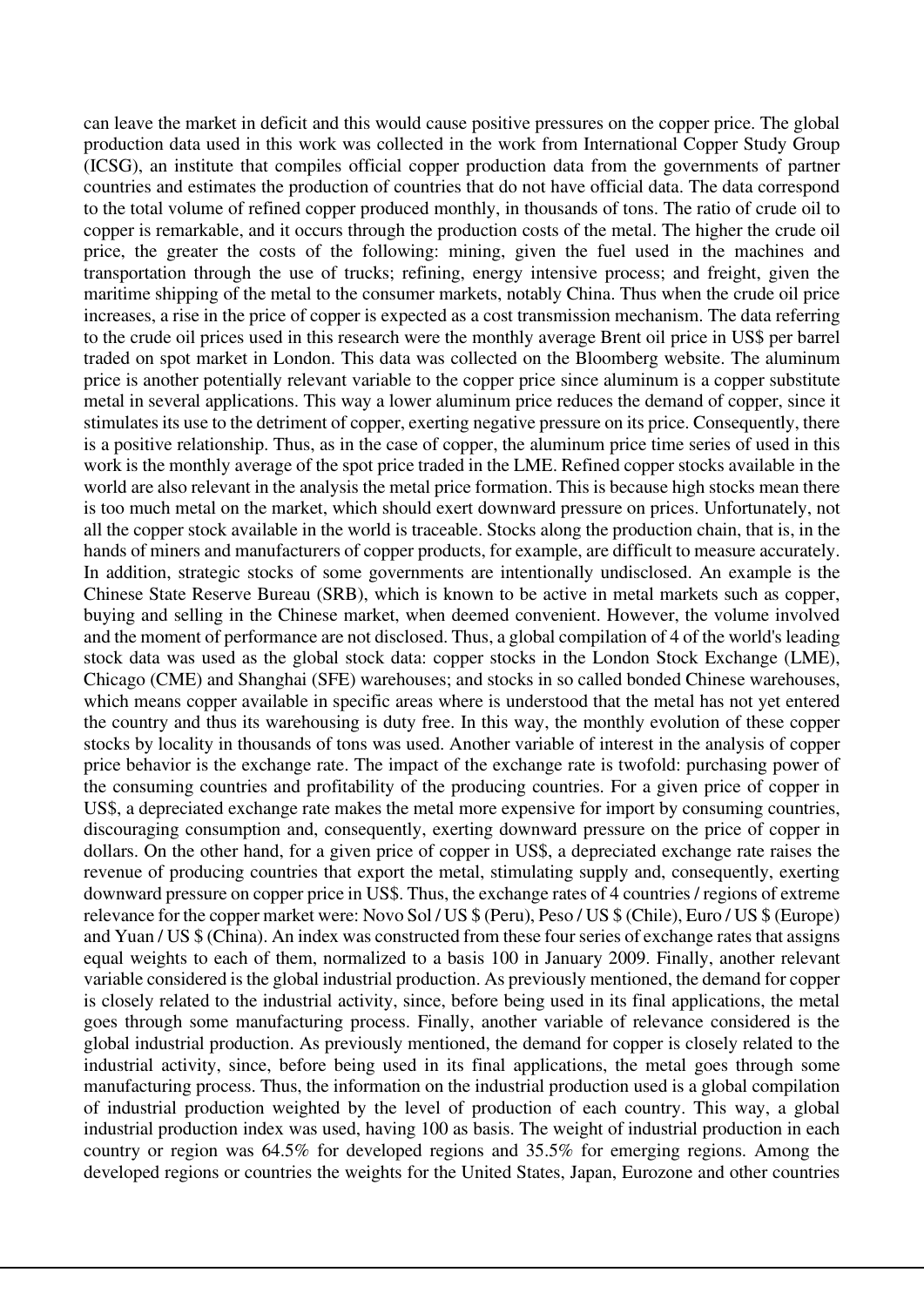can leave the market in deficit and this would cause positive pressures on the copper price. The global production data used in this work was collected in the work from International Copper Study Group (ICSG), an institute that compiles official copper production data from the governments of partner countries and estimates the production of countries that do not have official data. The data correspond to the total volume of refined copper produced monthly, in thousands of tons. The ratio of crude oil to copper is remarkable, and it occurs through the production costs of the metal. The higher the crude oil price, the greater the costs of the following: mining, given the fuel used in the machines and transportation through the use of trucks; refining, energy intensive process; and freight, given the maritime shipping of the metal to the consumer markets, notably China. Thus when the crude oil price increases, a rise in the price of copper is expected as a cost transmission mechanism. The data referring to the crude oil prices used in this research were the monthly average Brent oil price in US$ per barrel traded on spot market in London. This data was collected on the Bloomberg website. The aluminum price is another potentially relevant variable to the copper price since aluminum is a copper substitute metal in several applications. This way a lower aluminum price reduces the demand of copper, since it stimulates its use to the detriment of copper, exerting negative pressure on its price. Consequently, there is a positive relationship. Thus, as in the case of copper, the aluminum price time series of used in this work is the monthly average of the spot price traded in the LME. Refined copper stocks available in the world are also relevant in the analysis the metal price formation. This is because high stocks mean there is too much metal on the market, which should exert downward pressure on prices. Unfortunately, not all the copper stock available in the world is traceable. Stocks along the production chain, that is, in the hands of miners and manufacturers of copper products, for example, are difficult to measure accurately. In addition, strategic stocks of some governments are intentionally undisclosed. An example is the Chinese State Reserve Bureau (SRB), which is known to be active in metal markets such as copper, buying and selling in the Chinese market, when deemed convenient. However, the volume involved and the moment of performance are not disclosed. Thus, a global compilation of 4 of the world's leading stock data was used as the global stock data: copper stocks in the London Stock Exchange (LME), Chicago (CME) and Shanghai (SFE) warehouses; and stocks in so called bonded Chinese warehouses, which means copper available in specific areas where is understood that the metal has not yet entered the country and thus its warehousing is duty free. In this way, the monthly evolution of these copper stocks by locality in thousands of tons was used. Another variable of interest in the analysis of copper price behavior is the exchange rate. The impact of the exchange rate is twofold: purchasing power of the consuming countries and profitability of the producing countries. For a given price of copper in US$, a depreciated exchange rate makes the metal more expensive for import by consuming countries, discouraging consumption and, consequently, exerting downward pressure on the price of copper in dollars. On the other hand, for a given price of copper in US$, a depreciated exchange rate raises the revenue of producing countries that export the metal, stimulating supply and, consequently, exerting downward pressure on copper price in US$. Thus, the exchange rates of 4 countries / regions of extreme relevance for the copper market were: Novo Sol / US $ (Peru), Peso / US $ (Chile), Euro / US $ (Europe) and Yuan / US $ (China). An index was constructed from these four series of exchange rates that assigns equal weights to each of them, normalized to a basis 100 in January 2009. Finally, another relevant variable considered is the global industrial production. As previously mentioned, the demand for copper is closely related to the industrial activity, since, before being used in its final applications, the metal goes through some manufacturing process. Finally, another variable of relevance considered is the global industrial production. As previously mentioned, the demand for copper is closely related to the industrial activity, since, before being used in its final applications, the metal goes through some manufacturing process. Thus, the information on the industrial production used is a global compilation of industrial production weighted by the level of production of each country. This way, a global industrial production index was used, having 100 as basis. The weight of industrial production in each country or region was 64.5% for developed regions and 35.5% for emerging regions. Among the developed regions or countries the weights for the United States, Japan, Eurozone and other countries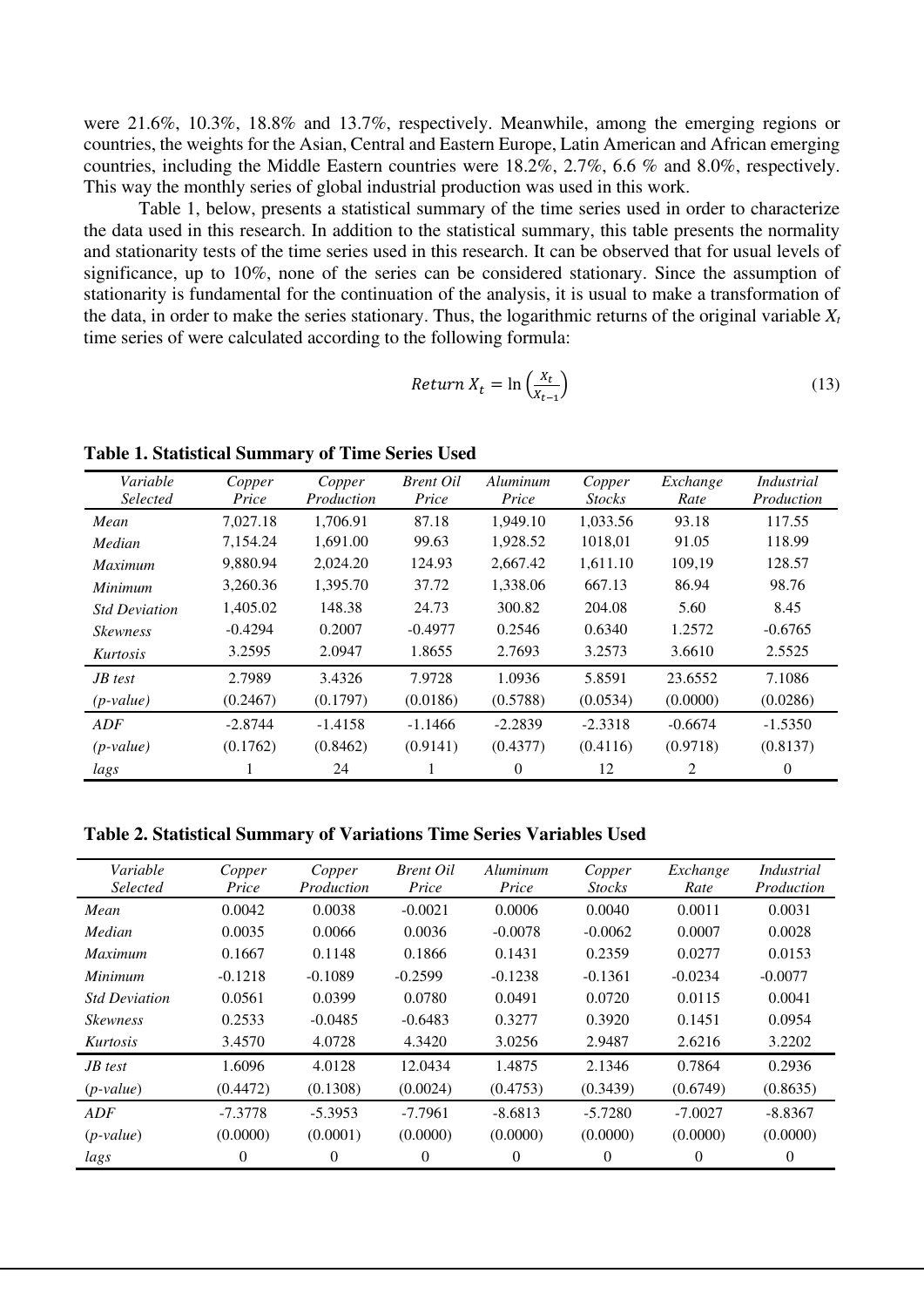were 21.6%, 10.3%, 18.8% and 13.7%, respectively. Meanwhile, among the emerging regions or countries, the weights for the Asian, Central and Eastern Europe, Latin American and African emerging countries, including the Middle Eastern countries were 18.2%, 2.7%, 6.6 % and 8.0%, respectively. This way the monthly series of global industrial production was used in this work.

Table 1, below, presents a statistical summary of the time series used in order to characterize the data used in this research. In addition to the statistical summary, this table presents the normality and stationarity tests of the time series used in this research. It can be observed that for usual levels of significance, up to 10%, none of the series can be considered stationary. Since the assumption of stationarity is fundamental for the continuation of the analysis, it is usual to make a transformation of the data, in order to make the series stationary. Thus, the logarithmic returns of the original variable $X_t$ time series of were calculated according to the following formula:

$$Return\ X_t = \ln\left(\frac{X_t}{X_{t-1}}\right) \tag{13}$$

**Table 1. Statistical Summary of Time Series Used**

| *Variable Selected* | *Copper Price* | *Copper Production* | *Brent Oil Price* | *Aluminum Price* | *Copper Stocks* | *Exchange Rate* | *Industrial Production* |
|---|---|---|---|---|---|---|---|
| *Mean* | 7,027.18 | 1,706.91 | 87.18 | 1,949.10 | 1,033.56 | 93.18 | 117.55 |
| *Median* | 7,154.24 | 1,691.00 | 99.63 | 1,928.52 | 1018,01 | 91.05 | 118.99 |
| *Maximum* | 9,880.94 | 2,024.20 | 124.93 | 2,667.42 | 1,611.10 | 109,19 | 128.57 |
| *Minimum* | 3,260.36 | 1,395.70 | 37.72 | 1,338.06 | 667.13 | 86.94 | 98.76 |
| *Std Deviation* | 1,405.02 | 148.38 | 24.73 | 300.82 | 204.08 | 5.60 | 8.45 |
| *Skewness* | -0.4294 | 0.2007 | -0.4977 | 0.2546 | 0.6340 | 1.2572 | -0.6765 |
| *Kurtosis* | 3.2595 | 2.0947 | 1.8655 | 2.7693 | 3.2573 | 3.6610 | 2.5525 |
| *JB test* | 2.7989 | 3.4326 | 7.9728 | 1.0936 | 5.8591 | 23.6552 | 7.1086 |
| *(p-value)* | (0.2467) | (0.1797) | (0.0186) | (0.5788) | (0.0534) | (0.0000) | (0.0286) |
| *ADF* | -2.8744 | -1.4158 | -1.1466 | -2.2839 | -2.3318 | -0.6674 | -1.5350 |
| *(p-value)* | (0.1762) | (0.8462) | (0.9141) | (0.4377) | (0.4116) | (0.9718) | (0.8137) |
| *lags* | 1 | 24 | 1 | 0 | 12 | 2 | 0 |

**Table 2. Statistical Summary of Variations Time Series Variables Used**

| *Variable Selected* | *Copper Price* | *Copper Production* | *Brent Oil Price* | *Aluminum Price* | *Copper Stocks* | *Exchange Rate* | *Industrial Production* |
|---|---|---|---|---|---|---|---|
| *Mean* | 0.0042 | 0.0038 | -0.0021 | 0.0006 | 0.0040 | 0.0011 | 0.0031 |
| *Median* | 0.0035 | 0.0066 | 0.0036 | -0.0078 | -0.0062 | 0.0007 | 0.0028 |
| *Maximum* | 0.1667 | 0.1148 | 0.1866 | 0.1431 | 0.2359 | 0.0277 | 0.0153 |
| *Minimum* | -0.1218 | -0.1089 | -0.2599 | -0.1238 | -0.1361 | -0.0234 | -0.0077 |
| *Std Deviation* | 0.0561 | 0.0399 | 0.0780 | 0.0491 | 0.0720 | 0.0115 | 0.0041 |
| *Skewness* | 0.2533 | -0.0485 | -0.6483 | 0.3277 | 0.3920 | 0.1451 | 0.0954 |
| *Kurtosis* | 3.4570 | 4.0728 | 4.3420 | 3.0256 | 2.9487 | 2.6216 | 3.2202 |
| *JB test* | 1.6096 | 4.0128 | 12.0434 | 1.4875 | 2.1346 | 0.7864 | 0.2936 |
| *(p-value)* | (0.4472) | (0.1308) | (0.0024) | (0.4753) | (0.3439) | (0.6749) | (0.8635) |
| *ADF* | -7.3778 | -5.3953 | -7.7961 | -8.6813 | -5.7280 | -7.0027 | -8.8367 |
| *(p-value)* | (0.0000) | (0.0001) | (0.0000) | (0.0000) | (0.0000) | (0.0000) | (0.0000) |
| *lags* | 0 | 0 | 0 | 0 | 0 | 0 | 0 |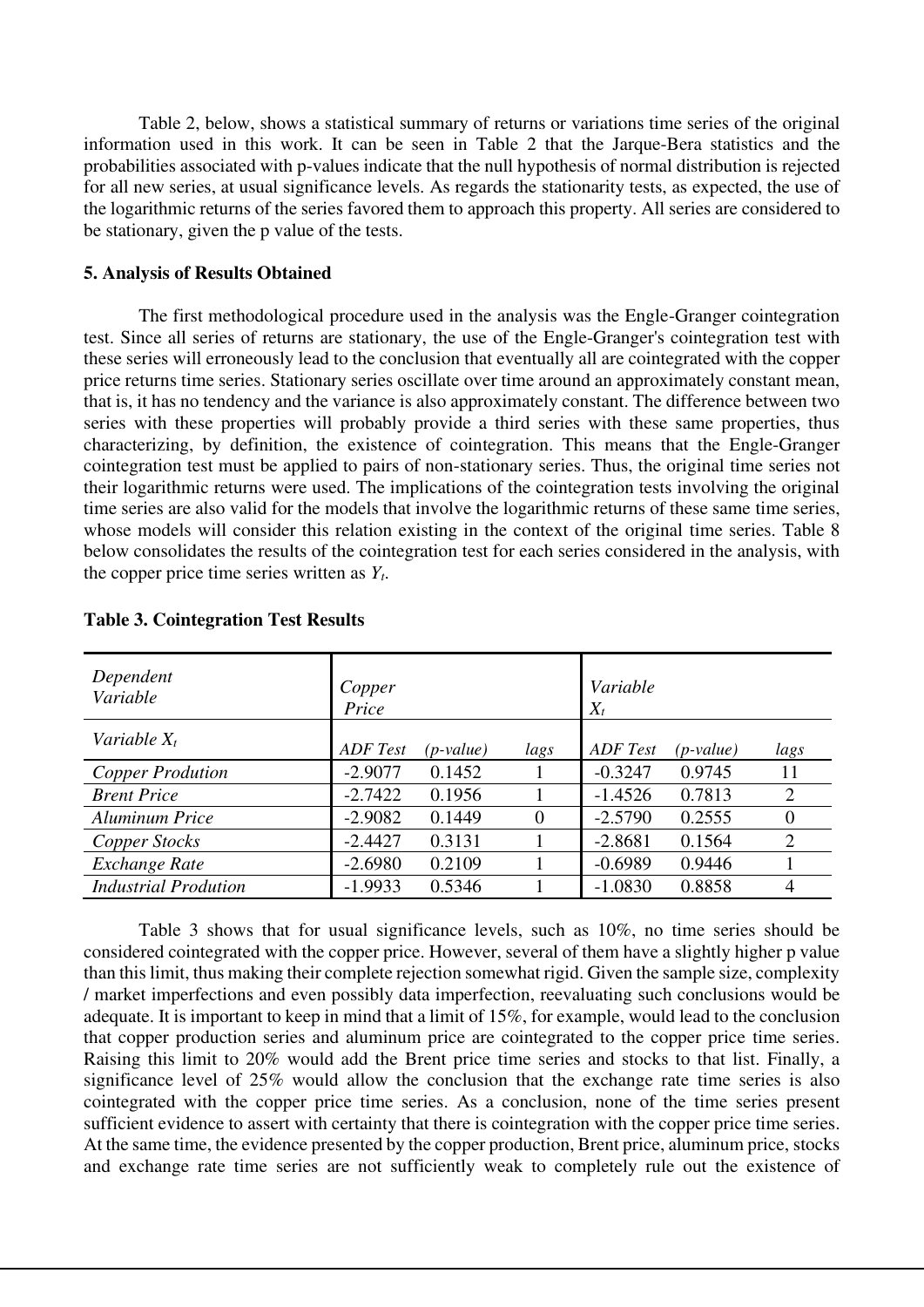Table 2, below, shows a statistical summary of returns or variations time series of the original information used in this work. It can be seen in Table 2 that the Jarque-Bera statistics and the probabilities associated with p-values indicate that the null hypothesis of normal distribution is rejected for all new series, at usual significance levels. As regards the stationarity tests, as expected, the use of the logarithmic returns of the series favored them to approach this property. All series are considered to be stationary, given the p value of the tests.

### 5. Analysis of Results Obtained

The first methodological procedure used in the analysis was the Engle-Granger cointegration test. Since all series of returns are stationary, the use of the Engle-Granger's cointegration test with these series will erroneously lead to the conclusion that eventually all are cointegrated with the copper price returns time series. Stationary series oscillate over time around an approximately constant mean, that is, it has no tendency and the variance is also approximately constant. The difference between two series with these properties will probably provide a third series with these same properties, thus characterizing, by definition, the existence of cointegration. This means that the Engle-Granger cointegration test must be applied to pairs of non-stationary series. Thus, the original time series not their logarithmic returns were used. The implications of the cointegration tests involving the original time series are also valid for the models that involve the logarithmic returns of these same time series, whose models will consider this relation existing in the context of the original time series. Table 8 below consolidates the results of the cointegration test for each series considered in the analysis, with the copper price time series written as $Y_t$.

**Table 3. Cointegration Test Results**

| *Dependent Variable* | *Copper Price* | | | *Variable $X_t$* | | |
|---|---|---|---|---|---|---|
| *Variable $X_t$* | *ADF Test* | *(p-value)* | *lags* | *ADF Test* | *(p-value)* | *lags* |
| *Copper Prodution* | -2.9077 | 0.1452 | 1 | -0.3247 | 0.9745 | 11 |
| *Brent Price* | -2.7422 | 0.1956 | 1 | -1.4526 | 0.7813 | 2 |
| *Aluminum Price* | -2.9082 | 0.1449 | 0 | -2.5790 | 0.2555 | 0 |
| *Copper Stocks* | -2.4427 | 0.3131 | 1 | -2.8681 | 0.1564 | 2 |
| *Exchange Rate* | -2.6980 | 0.2109 | 1 | -0.6989 | 0.9446 | 1 |
| *Industrial Prodution* | -1.9933 | 0.5346 | 1 | -1.0830 | 0.8858 | 4 |

Table 3 shows that for usual significance levels, such as 10%, no time series should be considered cointegrated with the copper price. However, several of them have a slightly higher p value than this limit, thus making their complete rejection somewhat rigid. Given the sample size, complexity / market imperfections and even possibly data imperfection, reevaluating such conclusions would be adequate. It is important to keep in mind that a limit of 15%, for example, would lead to the conclusion that copper production series and aluminum price are cointegrated to the copper price time series. Raising this limit to 20% would add the Brent price time series and stocks to that list. Finally, a significance level of 25% would allow the conclusion that the exchange rate time series is also cointegrated with the copper price time series. As a conclusion, none of the time series present sufficient evidence to assert with certainty that there is cointegration with the copper price time series. At the same time, the evidence presented by the copper production, Brent price, aluminum price, stocks and exchange rate time series are not sufficiently weak to completely rule out the existence of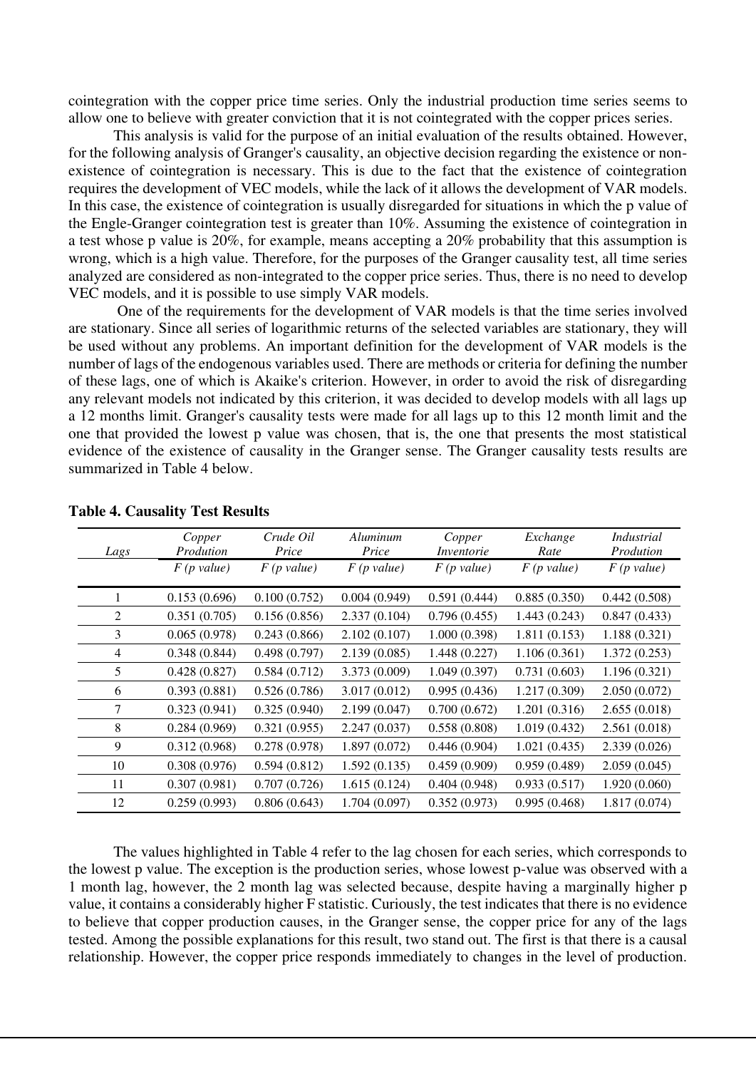cointegration with the copper price time series. Only the industrial production time series seems to allow one to believe with greater conviction that it is not cointegrated with the copper prices series.

This analysis is valid for the purpose of an initial evaluation of the results obtained. However, for the following analysis of Granger's causality, an objective decision regarding the existence or non-existence of cointegration is necessary. This is due to the fact that the existence of cointegration requires the development of VEC models, while the lack of it allows the development of VAR models. In this case, the existence of cointegration is usually disregarded for situations in which the p value of the Engle-Granger cointegration test is greater than 10%. Assuming the existence of cointegration in a test whose p value is 20%, for example, means accepting a 20% probability that this assumption is wrong, which is a high value. Therefore, for the purposes of the Granger causality test, all time series analyzed are considered as non-integrated to the copper price series. Thus, there is no need to develop VEC models, and it is possible to use simply VAR models.

One of the requirements for the development of VAR models is that the time series involved are stationary. Since all series of logarithmic returns of the selected variables are stationary, they will be used without any problems. An important definition for the development of VAR models is the number of lags of the endogenous variables used. There are methods or criteria for defining the number of these lags, one of which is Akaike's criterion. However, in order to avoid the risk of disregarding any relevant models not indicated by this criterion, it was decided to develop models with all lags up a 12 months limit. Granger's causality tests were made for all lags up to this 12 month limit and the one that provided the lowest p value was chosen, that is, the one that presents the most statistical evidence of the existence of causality in the Granger sense. The Granger causality tests results are summarized in Table 4 below.

**Table 4. Causality Test Results**

| *Lags* | *Copper Prodution* | *Crude Oil Price* | *Aluminum Price* | *Copper Inventorie* | *Exchange Rate* | *Industrial Prodution* |
|---|---|---|---|---|---|---|
| | *F (p value)* | *F (p value)* | *F (p value)* | *F (p value)* | *F (p value)* | *F (p value)* |
| 1 | 0.153 (0.696) | 0.100 (0.752) | 0.004 (0.949) | 0.591 (0.444) | 0.885 (0.350) | 0.442 (0.508) |
| 2 | 0.351 (0.705) | 0.156 (0.856) | 2.337 (0.104) | 0.796 (0.455) | 1.443 (0.243) | 0.847 (0.433) |
| 3 | 0.065 (0.978) | 0.243 (0.866) | 2.102 (0.107) | 1.000 (0.398) | 1.811 (0.153) | 1.188 (0.321) |
| 4 | 0.348 (0.844) | 0.498 (0.797) | 2.139 (0.085) | 1.448 (0.227) | 1.106 (0.361) | 1.372 (0.253) |
| 5 | 0.428 (0.827) | 0.584 (0.712) | 3.373 (0.009) | 1.049 (0.397) | 0.731 (0.603) | 1.196 (0.321) |
| 6 | 0.393 (0.881) | 0.526 (0.786) | 3.017 (0.012) | 0.995 (0.436) | 1.217 (0.309) | 2.050 (0.072) |
| 7 | 0.323 (0.941) | 0.325 (0.940) | 2.199 (0.047) | 0.700 (0.672) | 1.201 (0.316) | 2.655 (0.018) |
| 8 | 0.284 (0.969) | 0.321 (0.955) | 2.247 (0.037) | 0.558 (0.808) | 1.019 (0.432) | 2.561 (0.018) |
| 9 | 0.312 (0.968) | 0.278 (0.978) | 1.897 (0.072) | 0.446 (0.904) | 1.021 (0.435) | 2.339 (0.026) |
| 10 | 0.308 (0.976) | 0.594 (0.812) | 1.592 (0.135) | 0.459 (0.909) | 0.959 (0.489) | 2.059 (0.045) |
| 11 | 0.307 (0.981) | 0.707 (0.726) | 1.615 (0.124) | 0.404 (0.948) | 0.933 (0.517) | 1.920 (0.060) |
| 12 | 0.259 (0.993) | 0.806 (0.643) | 1.704 (0.097) | 0.352 (0.973) | 0.995 (0.468) | 1.817 (0.074) |

The values highlighted in Table 4 refer to the lag chosen for each series, which corresponds to the lowest p value. The exception is the production series, whose lowest p-value was observed with a 1 month lag, however, the 2 month lag was selected because, despite having a marginally higher p value, it contains a considerably higher F statistic. Curiously, the test indicates that there is no evidence to believe that copper production causes, in the Granger sense, the copper price for any of the lags tested. Among the possible explanations for this result, two stand out. The first is that there is a causal relationship. However, the copper price responds immediately to changes in the level of production.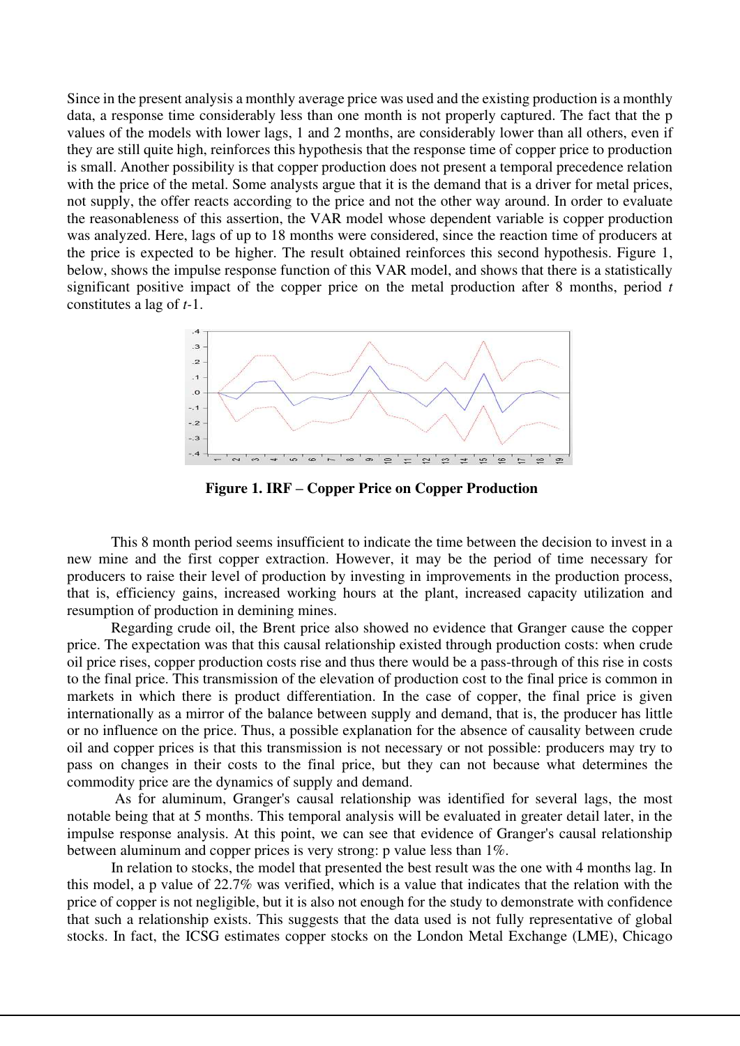Since in the present analysis a monthly average price was used and the existing production is a monthly data, a response time considerably less than one month is not properly captured. The fact that the p values of the models with lower lags, 1 and 2 months, are considerably lower than all others, even if they are still quite high, reinforces this hypothesis that the response time of copper price to production is small. Another possibility is that copper production does not present a temporal precedence relation with the price of the metal. Some analysts argue that it is the demand that is a driver for metal prices, not supply, the offer reacts according to the price and not the other way around. In order to evaluate the reasonableness of this assertion, the VAR model whose dependent variable is copper production was analyzed. Here, lags of up to 18 months were considered, since the reaction time of producers at the price is expected to be higher. The result obtained reinforces this second hypothesis. Figure 1, below, shows the impulse response function of this VAR model, and shows that there is a statistically significant positive impact of the copper price on the metal production after 8 months, period $t$ constitutes a lag of $t$-1.

**Figure 1. IRF – Copper Price on Copper Production**

This 8 month period seems insufficient to indicate the time between the decision to invest in a new mine and the first copper extraction. However, it may be the period of time necessary for producers to raise their level of production by investing in improvements in the production process, that is, efficiency gains, increased working hours at the plant, increased capacity utilization and resumption of production in demining mines.

Regarding crude oil, the Brent price also showed no evidence that Granger cause the copper price. The expectation was that this causal relationship existed through production costs: when crude oil price rises, copper production costs rise and thus there would be a pass-through of this rise in costs to the final price. This transmission of the elevation of production cost to the final price is common in markets in which there is product differentiation. In the case of copper, the final price is given internationally as a mirror of the balance between supply and demand, that is, the producer has little or no influence on the price. Thus, a possible explanation for the absence of causality between crude oil and copper prices is that this transmission is not necessary or not possible: producers may try to pass on changes in their costs to the final price, but they can not because what determines the commodity price are the dynamics of supply and demand.

As for aluminum, Granger's causal relationship was identified for several lags, the most notable being that at 5 months. This temporal analysis will be evaluated in greater detail later, in the impulse response analysis. At this point, we can see that evidence of Granger's causal relationship between aluminum and copper prices is very strong: p value less than 1%.

In relation to stocks, the model that presented the best result was the one with 4 months lag. In this model, a p value of 22.7% was verified, which is a value that indicates that the relation with the price of copper is not negligible, but it is also not enough for the study to demonstrate with confidence that such a relationship exists. This suggests that the data used is not fully representative of global stocks. In fact, the ICSG estimates copper stocks on the London Metal Exchange (LME), Chicago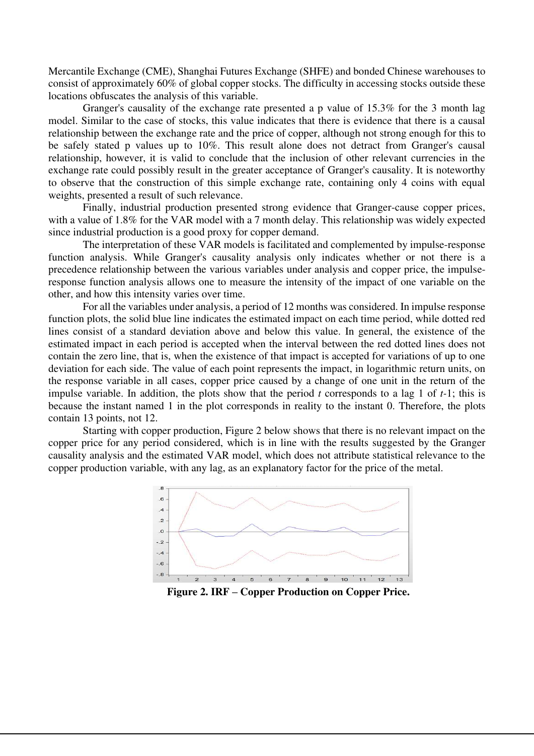Mercantile Exchange (CME), Shanghai Futures Exchange (SHFE) and bonded Chinese warehouses to consist of approximately 60% of global copper stocks. The difficulty in accessing stocks outside these locations obfuscates the analysis of this variable.

Granger's causality of the exchange rate presented a p value of 15.3% for the 3 month lag model. Similar to the case of stocks, this value indicates that there is evidence that there is a causal relationship between the exchange rate and the price of copper, although not strong enough for this to be safely stated p values up to 10%. This result alone does not detract from Granger's causal relationship, however, it is valid to conclude that the inclusion of other relevant currencies in the exchange rate could possibly result in the greater acceptance of Granger's causality. It is noteworthy to observe that the construction of this simple exchange rate, containing only 4 coins with equal weights, presented a result of such relevance.

Finally, industrial production presented strong evidence that Granger-cause copper prices, with a value of 1.8% for the VAR model with a 7 month delay. This relationship was widely expected since industrial production is a good proxy for copper demand.

The interpretation of these VAR models is facilitated and complemented by impulse-response function analysis. While Granger's causality analysis only indicates whether or not there is a precedence relationship between the various variables under analysis and copper price, the impulse-response function analysis allows one to measure the intensity of the impact of one variable on the other, and how this intensity varies over time.

For all the variables under analysis, a period of 12 months was considered. In impulse response function plots, the solid blue line indicates the estimated impact on each time period, while dotted red lines consist of a standard deviation above and below this value. In general, the existence of the estimated impact in each period is accepted when the interval between the red dotted lines does not contain the zero line, that is, when the existence of that impact is accepted for variations of up to one deviation for each side. The value of each point represents the impact, in logarithmic return units, on the response variable in all cases, copper price caused by a change of one unit in the return of the impulse variable. In addition, the plots show that the period $t$ corresponds to a lag 1 of $t$-1; this is because the instant named 1 in the plot corresponds in reality to the instant 0. Therefore, the plots contain 13 points, not 12.

Starting with copper production, Figure 2 below shows that there is no relevant impact on the copper price for any period considered, which is in line with the results suggested by the Granger causality analysis and the estimated VAR model, which does not attribute statistical relevance to the copper production variable, with any lag, as an explanatory factor for the price of the metal.

**Figure 2. IRF – Copper Production on Copper Price.**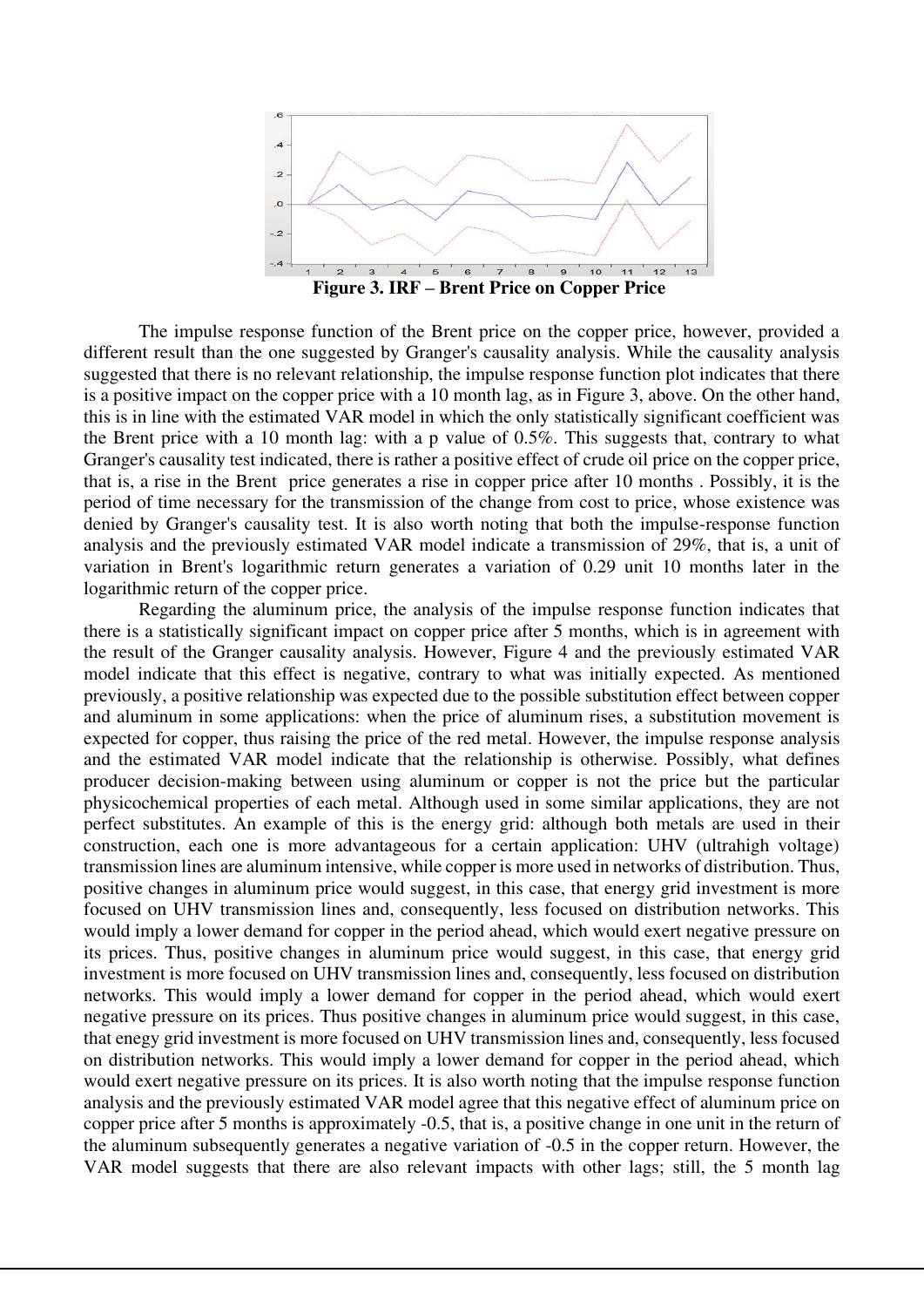**Figure 3. IRF – Brent Price on Copper Price**

The impulse response function of the Brent price on the copper price, however, provided a different result than the one suggested by Granger's causality analysis. While the causality analysis suggested that there is no relevant relationship, the impulse response function plot indicates that there is a positive impact on the copper price with a 10 month lag, as in Figure 3, above. On the other hand, this is in line with the estimated VAR model in which the only statistically significant coefficient was the Brent price with a 10 month lag: with a p value of 0.5%. This suggests that, contrary to what Granger's causality test indicated, there is rather a positive effect of crude oil price on the copper price, that is, a rise in the Brent price generates a rise in copper price after 10 months . Possibly, it is the period of time necessary for the transmission of the change from cost to price, whose existence was denied by Granger's causality test. It is also worth noting that both the impulse-response function analysis and the previously estimated VAR model indicate a transmission of 29%, that is, a unit of variation in Brent's logarithmic return generates a variation of 0.29 unit 10 months later in the logarithmic return of the copper price.

Regarding the aluminum price, the analysis of the impulse response function indicates that there is a statistically significant impact on copper price after 5 months, which is in agreement with the result of the Granger causality analysis. However, Figure 4 and the previously estimated VAR model indicate that this effect is negative, contrary to what was initially expected. As mentioned previously, a positive relationship was expected due to the possible substitution effect between copper and aluminum in some applications: when the price of aluminum rises, a substitution movement is expected for copper, thus raising the price of the red metal. However, the impulse response analysis and the estimated VAR model indicate that the relationship is otherwise. Possibly, what defines producer decision-making between using aluminum or copper is not the price but the particular physicochemical properties of each metal. Although used in some similar applications, they are not perfect substitutes. An example of this is the energy grid: although both metals are used in their construction, each one is more advantageous for a certain application: UHV (ultrahigh voltage) transmission lines are aluminum intensive, while copper is more used in networks of distribution. Thus, positive changes in aluminum price would suggest, in this case, that energy grid investment is more focused on UHV transmission lines and, consequently, less focused on distribution networks. This would imply a lower demand for copper in the period ahead, which would exert negative pressure on its prices. Thus, positive changes in aluminum price would suggest, in this case, that energy grid investment is more focused on UHV transmission lines and, consequently, less focused on distribution networks. This would imply a lower demand for copper in the period ahead, which would exert negative pressure on its prices. Thus positive changes in aluminum price would suggest, in this case, that enegy grid investment is more focused on UHV transmission lines and, consequently, less focused on distribution networks. This would imply a lower demand for copper in the period ahead, which would exert negative pressure on its prices. It is also worth noting that the impulse response function analysis and the previously estimated VAR model agree that this negative effect of aluminum price on copper price after 5 months is approximately -0.5, that is, a positive change in one unit in the return of the aluminum subsequently generates a negative variation of -0.5 in the copper return. However, the VAR model suggests that there are also relevant impacts with other lags; still, the 5 month lag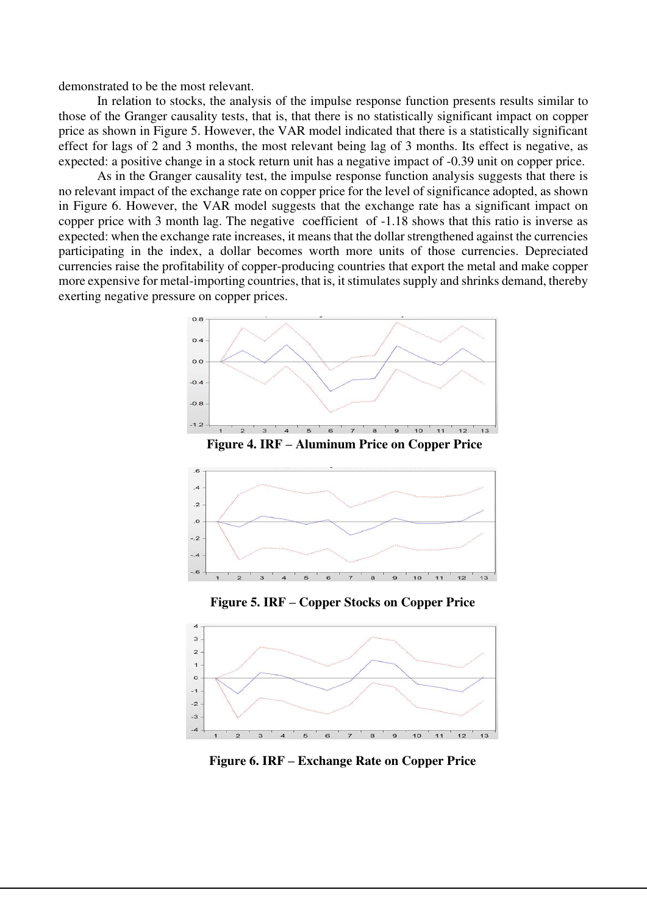demonstrated to be the most relevant.

In relation to stocks, the analysis of the impulse response function presents results similar to those of the Granger causality tests, that is, that there is no statistically significant impact on copper price as shown in Figure 5. However, the VAR model indicated that there is a statistically significant effect for lags of 2 and 3 months, the most relevant being lag of 3 months. Its effect is negative, as expected: a positive change in a stock return unit has a negative impact of -0.39 unit on copper price.

As in the Granger causality test, the impulse response function analysis suggests that there is no relevant impact of the exchange rate on copper price for the level of significance adopted, as shown in Figure 6. However, the VAR model suggests that the exchange rate has a significant impact on copper price with 3 month lag. The negative coefficient of -1.18 shows that this ratio is inverse as expected: when the exchange rate increases, it means that the dollar strengthened against the currencies participating in the index, a dollar becomes worth more units of those currencies. Depreciated currencies raise the profitability of copper-producing countries that export the metal and make copper more expensive for metal-importing countries, that is, it stimulates supply and shrinks demand, thereby exerting negative pressure on copper prices.

**Figure 4. IRF – Aluminum Price on Copper Price**

**Figure 5. IRF – Copper Stocks on Copper Price**

**Figure 6. IRF – Exchange Rate on Copper Price**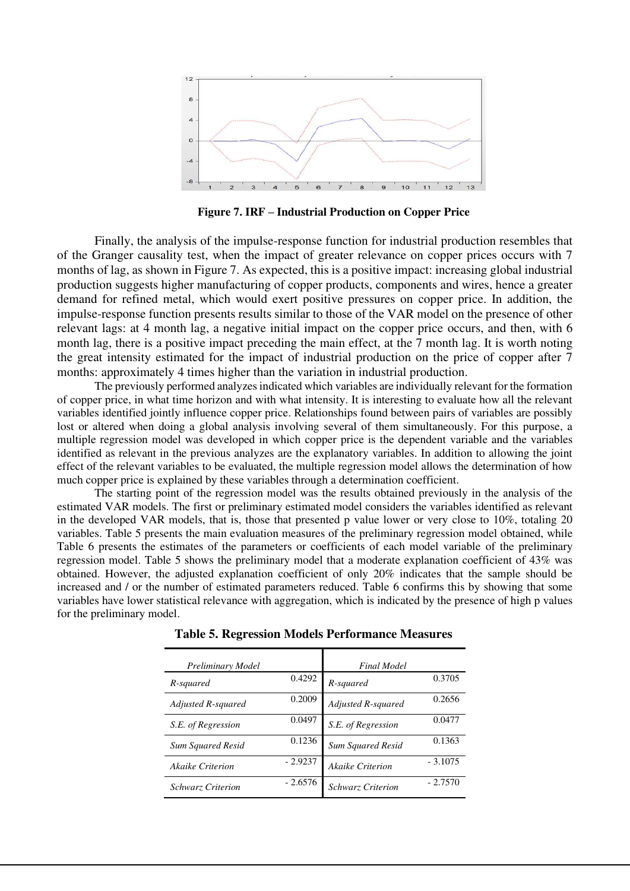**Figure 7. IRF – Industrial Production on Copper Price**

Finally, the analysis of the impulse-response function for industrial production resembles that of the Granger causality test, when the impact of greater relevance on copper prices occurs with 7 months of lag, as shown in Figure 7. As expected, this is a positive impact: increasing global industrial production suggests higher manufacturing of copper products, components and wires, hence a greater demand for refined metal, which would exert positive pressures on copper price. In addition, the impulse-response function presents results similar to those of the VAR model on the presence of other relevant lags: at 4 month lag, a negative initial impact on the copper price occurs, and then, with 6 month lag, there is a positive impact preceding the main effect, at the 7 month lag. It is worth noting the great intensity estimated for the impact of industrial production on the price of copper after 7 months: approximately 4 times higher than the variation in industrial production.

The previously performed analyzes indicated which variables are individually relevant for the formation of copper price, in what time horizon and with what intensity. It is interesting to evaluate how all the relevant variables identified jointly influence copper price. Relationships found between pairs of variables are possibly lost or altered when doing a global analysis involving several of them simultaneously. For this purpose, a multiple regression model was developed in which copper price is the dependent variable and the variables identified as relevant in the previous analyzes are the explanatory variables. In addition to allowing the joint effect of the relevant variables to be evaluated, the multiple regression model allows the determination of how much copper price is explained by these variables through a determination coefficient.

The starting point of the regression model was the results obtained previously in the analysis of the estimated VAR models. The first or preliminary estimated model considers the variables identified as relevant in the developed VAR models, that is, those that presented p value lower or very close to 10%, totaling 20 variables. Table 5 presents the main evaluation measures of the preliminary regression model obtained, while Table 6 presents the estimates of the parameters or coefficients of each model variable of the preliminary regression model. Table 5 shows the preliminary model that a moderate explanation coefficient of 43% was obtained. However, the adjusted explanation coefficient of only 20% indicates that the sample should be increased and / or the number of estimated parameters reduced. Table 6 confirms this by showing that some variables have lower statistical relevance with aggregation, which is indicated by the presence of high p values for the preliminary model.

**Table 5. Regression Models Performance Measures**

| *Preliminary Model* | | *Final Model* | |
|---|---|---|---|
| *R-squared* | 0.4292 | *R-squared* | 0.3705 |
| *Adjusted R-squared* | 0.2009 | *Adjusted R-squared* | 0.2656 |
| *S.E. of Regression* | 0.0497 | *S.E. of Regression* | 0.0477 |
| *Sum Squared Resid* | 0.1236 | *Sum Squared Resid* | 0.1363 |
| *Akaike Criterion* | - 2.9237 | *Akaike Criterion* | - 3.1075 |
| *Schwarz Criterion* | - 2.6576 | *Schwarz Criterion* | - 2.7570 |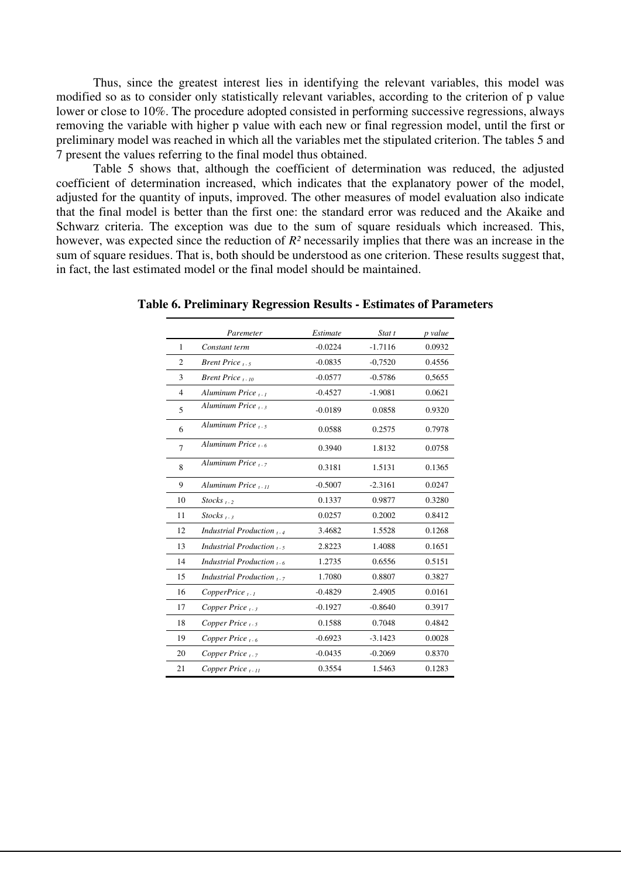Thus, since the greatest interest lies in identifying the relevant variables, this model was modified so as to consider only statistically relevant variables, according to the criterion of p value lower or close to 10%. The procedure adopted consisted in performing successive regressions, always removing the variable with higher p value with each new or final regression model, until the first or preliminary model was reached in which all the variables met the stipulated criterion. The tables 5 and 7 present the values referring to the final model thus obtained.

Table 5 shows that, although the coefficient of determination was reduced, the adjusted coefficient of determination increased, which indicates that the explanatory power of the model, adjusted for the quantity of inputs, improved. The other measures of model evaluation also indicate that the final model is better than the first one: the standard error was reduced and the Akaike and Schwarz criteria. The exception was due to the sum of square residuals which increased. This, however, was expected since the reduction of $R^2$ necessarily implies that there was an increase in the sum of square residues. That is, both should be understood as one criterion. These results suggest that, in fact, the last estimated model or the final model should be maintained.

**Table 6. Preliminary Regression Results - Estimates of Parameters**

| | *Paremeter* | *Estimate* | *Stat t* | *p value* |
|---|---|---|---|---|
| 1 | *Constant term* | -0.0224 | -1.7116 | 0.0932 |
| 2 | *Brent Price* $_{t-5}$ | -0.0835 | -0,7520 | 0.4556 |
| 3 | *Brent Price* $_{t-10}$ | -0.0577 | -0.5786 | 0,5655 |
| 4 | *Aluminum Price* $_{t-1}$ | -0.4527 | -1.9081 | 0.0621 |
| 5 | *Aluminum Price* $_{t-3}$ | -0.0189 | 0.0858 | 0.9320 |
| 6 | *Aluminum Price* $_{t-5}$ | 0.0588 | 0.2575 | 0.7978 |
| 7 | *Aluminum Price* $_{t-6}$ | 0.3940 | 1.8132 | 0.0758 |
| 8 | *Aluminum Price* $_{t-7}$ | 0.3181 | 1.5131 | 0.1365 |
| 9 | *Aluminum Price* $_{t-11}$ | -0.5007 | -2.3161 | 0.0247 |
| 10 | *Stocks* $_{t-2}$ | 0.1337 | 0.9877 | 0.3280 |
| 11 | *Stocks* $_{t-3}$ | 0.0257 | 0.2002 | 0.8412 |
| 12 | *Industrial Production* $_{t-4}$ | 3.4682 | 1.5528 | 0.1268 |
| 13 | *Industrial Production* $_{t-5}$ | 2.8223 | 1.4088 | 0.1651 |
| 14 | *Industrial Production* $_{t-6}$ | 1.2735 | 0.6556 | 0.5151 |
| 15 | *Industrial Production* $_{t-7}$ | 1.7080 | 0.8807 | 0.3827 |
| 16 | *CopperPrice* $_{t-1}$ | -0.4829 | 2.4905 | 0.0161 |
| 17 | *Copper Price* $_{t-3}$ | -0.1927 | -0.8640 | 0.3917 |
| 18 | *Copper Price* $_{t-5}$ | 0.1588 | 0.7048 | 0.4842 |
| 19 | *Copper Price* $_{t-6}$ | -0.6923 | -3.1423 | 0.0028 |
| 20 | *Copper Price* $_{t-7}$ | -0.0435 | -0.2069 | 0.8370 |
| 21 | *Copper Price* $_{t-11}$ | 0.3554 | 1.5463 | 0.1283 |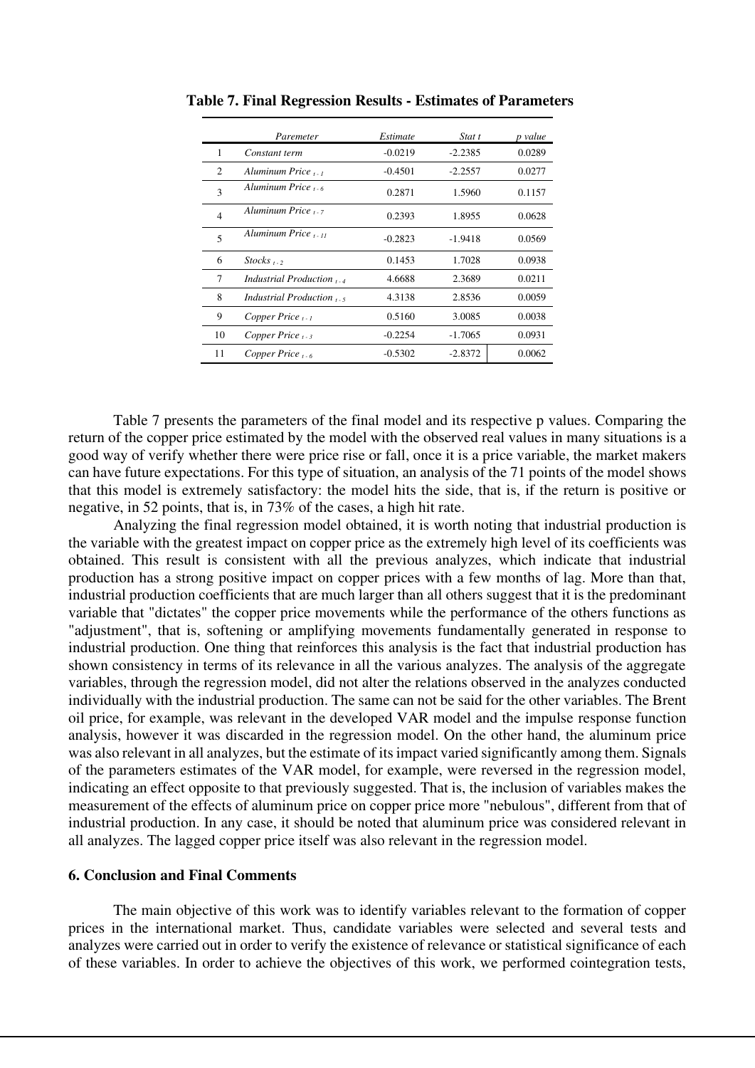**Table 7. Final Regression Results - Estimates of Parameters**

| | Paremeter | Estimate | Stat t | p value |
|---|---|---|---|---|
| 1 | *Constant term* | -0.0219 | -2.2385 | 0.0289 |
| 2 | *Aluminum Price* $_{t-1}$ | -0.4501 | -2.2557 | 0.0277 |
| 3 | *Aluminum Price* $_{t-6}$ | 0.2871 | 1.5960 | 0.1157 |
| 4 | *Aluminum Price* $_{t-7}$ | 0.2393 | 1.8955 | 0.0628 |
| 5 | *Aluminum Price* $_{t-11}$ | -0.2823 | -1.9418 | 0.0569 |
| 6 | *Stocks* $_{t-2}$ | 0.1453 | 1.7028 | 0.0938 |
| 7 | *Industrial Production* $_{t-4}$ | 4.6688 | 2.3689 | 0.0211 |
| 8 | *Industrial Production* $_{t-5}$ | 4.3138 | 2.8536 | 0.0059 |
| 9 | *Copper Price* $_{t-1}$ | 0.5160 | 3.0085 | 0.0038 |
| 10 | *Copper Price* $_{t-3}$ | -0.2254 | -1.7065 | 0.0931 |
| 11 | *Copper Price* $_{t-6}$ | -0.5302 | -2.8372 | 0.0062 |

Table 7 presents the parameters of the final model and its respective p values. Comparing the return of the copper price estimated by the model with the observed real values in many situations is a good way of verify whether there were price rise or fall, once it is a price variable, the market makers can have future expectations. For this type of situation, an analysis of the 71 points of the model shows that this model is extremely satisfactory: the model hits the side, that is, if the return is positive or negative, in 52 points, that is, in 73% of the cases, a high hit rate.

Analyzing the final regression model obtained, it is worth noting that industrial production is the variable with the greatest impact on copper price as the extremely high level of its coefficients was obtained. This result is consistent with all the previous analyzes, which indicate that industrial production has a strong positive impact on copper prices with a few months of lag. More than that, industrial production coefficients that are much larger than all others suggest that it is the predominant variable that "dictates" the copper price movements while the performance of the others functions as "adjustment", that is, softening or amplifying movements fundamentally generated in response to industrial production. One thing that reinforces this analysis is the fact that industrial production has shown consistency in terms of its relevance in all the various analyzes. The analysis of the aggregate variables, through the regression model, did not alter the relations observed in the analyzes conducted individually with the industrial production. The same can not be said for the other variables. The Brent oil price, for example, was relevant in the developed VAR model and the impulse response function analysis, however it was discarded in the regression model. On the other hand, the aluminum price was also relevant in all analyzes, but the estimate of its impact varied significantly among them. Signals of the parameters estimates of the VAR model, for example, were reversed in the regression model, indicating an effect opposite to that previously suggested. That is, the inclusion of variables makes the measurement of the effects of aluminum price on copper price more "nebulous", different from that of industrial production. In any case, it should be noted that aluminum price was considered relevant in all analyzes. The lagged copper price itself was also relevant in the regression model.

## 6. Conclusion and Final Comments

The main objective of this work was to identify variables relevant to the formation of copper prices in the international market. Thus, candidate variables were selected and several tests and analyzes were carried out in order to verify the existence of relevance or statistical significance of each of these variables. In order to achieve the objectives of this work, we performed cointegration tests,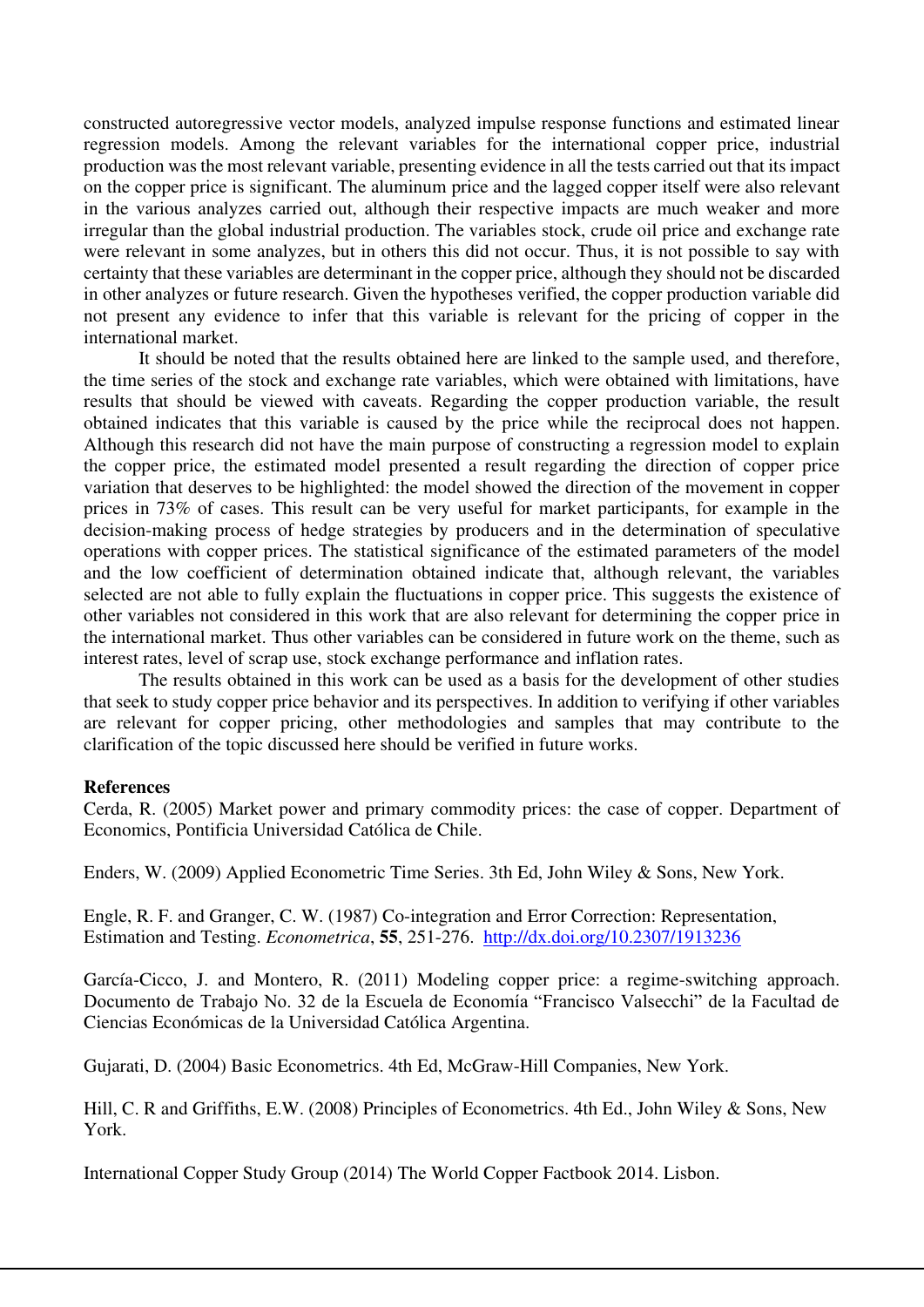constructed autoregressive vector models, analyzed impulse response functions and estimated linear regression models. Among the relevant variables for the international copper price, industrial production was the most relevant variable, presenting evidence in all the tests carried out that its impact on the copper price is significant. The aluminum price and the lagged copper itself were also relevant in the various analyzes carried out, although their respective impacts are much weaker and more irregular than the global industrial production. The variables stock, crude oil price and exchange rate were relevant in some analyzes, but in others this did not occur. Thus, it is not possible to say with certainty that these variables are determinant in the copper price, although they should not be discarded in other analyzes or future research. Given the hypotheses verified, the copper production variable did not present any evidence to infer that this variable is relevant for the pricing of copper in the international market.

It should be noted that the results obtained here are linked to the sample used, and therefore, the time series of the stock and exchange rate variables, which were obtained with limitations, have results that should be viewed with caveats. Regarding the copper production variable, the result obtained indicates that this variable is caused by the price while the reciprocal does not happen. Although this research did not have the main purpose of constructing a regression model to explain the copper price, the estimated model presented a result regarding the direction of copper price variation that deserves to be highlighted: the model showed the direction of the movement in copper prices in 73% of cases. This result can be very useful for market participants, for example in the decision-making process of hedge strategies by producers and in the determination of speculative operations with copper prices. The statistical significance of the estimated parameters of the model and the low coefficient of determination obtained indicate that, although relevant, the variables selected are not able to fully explain the fluctuations in copper price. This suggests the existence of other variables not considered in this work that are also relevant for determining the copper price in the international market. Thus other variables can be considered in future work on the theme, such as interest rates, level of scrap use, stock exchange performance and inflation rates.

The results obtained in this work can be used as a basis for the development of other studies that seek to study copper price behavior and its perspectives. In addition to verifying if other variables are relevant for copper pricing, other methodologies and samples that may contribute to the clarification of the topic discussed here should be verified in future works.

**References**

Cerda, R. (2005) Market power and primary commodity prices: the case of copper. Department of Economics, Pontificia Universidad Católica de Chile.

Enders, W. (2009) Applied Econometric Time Series. 3th Ed, John Wiley & Sons, New York.

Engle, R. F. and Granger, C. W. (1987) Co-integration and Error Correction: Representation, Estimation and Testing. *Econometrica*, **55**, 251-276. http://dx.doi.org/10.2307/1913236

García-Cicco, J. and Montero, R. (2011) Modeling copper price: a regime-switching approach. Documento de Trabajo No. 32 de la Escuela de Economía "Francisco Valsecchi" de la Facultad de Ciencias Económicas de la Universidad Católica Argentina.

Gujarati, D. (2004) Basic Econometrics. 4th Ed, McGraw-Hill Companies, New York.

Hill, C. R and Griffiths, E.W. (2008) Principles of Econometrics. 4th Ed., John Wiley & Sons, New York.

International Copper Study Group (2014) The World Copper Factbook 2014. Lisbon.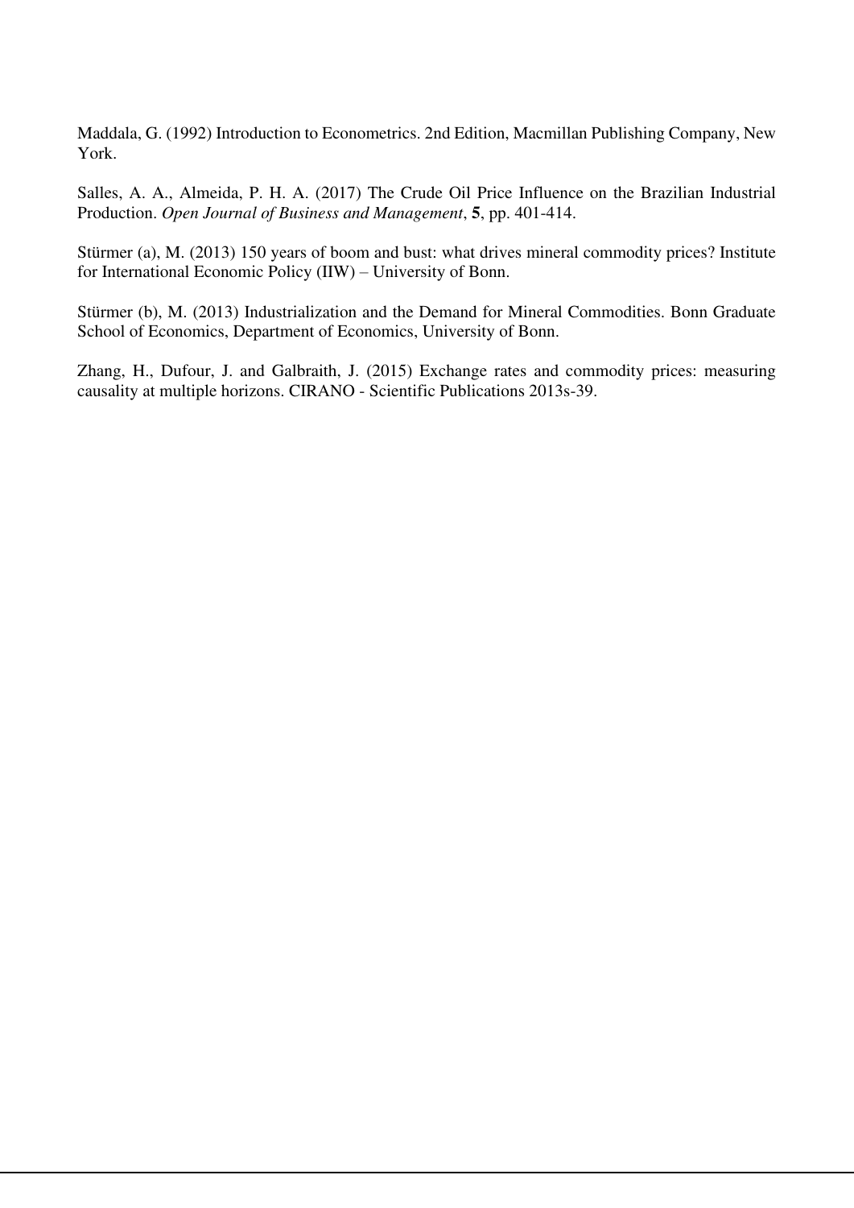Maddala, G. (1992) Introduction to Econometrics. 2nd Edition, Macmillan Publishing Company, New York.

Salles, A. A., Almeida, P. H. A. (2017) The Crude Oil Price Influence on the Brazilian Industrial Production. *Open Journal of Business and Management*, **5**, pp. 401-414.

Stürmer (a), M. (2013) 150 years of boom and bust: what drives mineral commodity prices? Institute for International Economic Policy (IIW) – University of Bonn.

Stürmer (b), M. (2013) Industrialization and the Demand for Mineral Commodities. Bonn Graduate School of Economics, Department of Economics, University of Bonn.

Zhang, H., Dufour, J. and Galbraith, J. (2015) Exchange rates and commodity prices: measuring causality at multiple horizons. CIRANO - Scientific Publications 2013s-39.